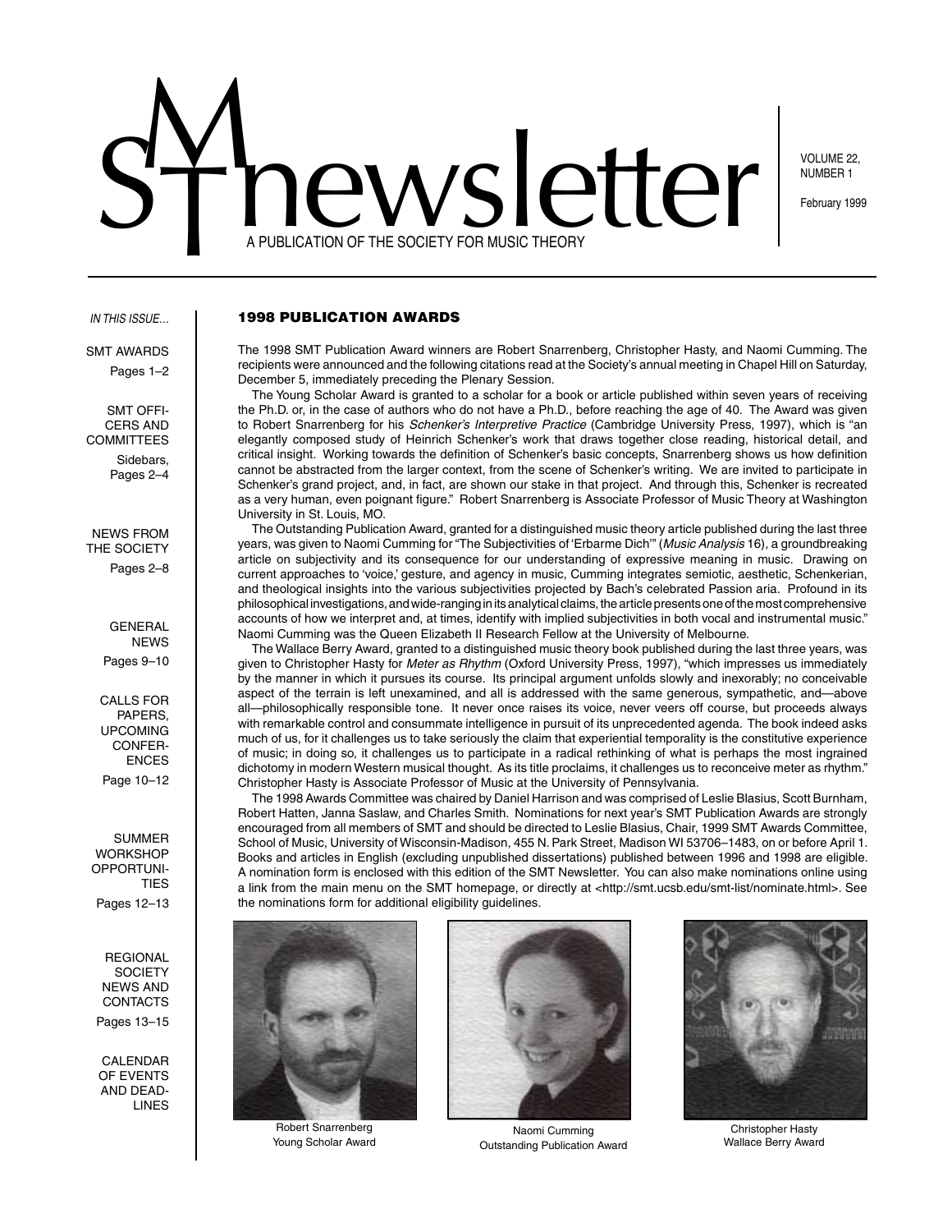# SMT newsletter

A PUBLICATION OF THE SOCIETY FOR MUSIC THEORY

VOLUME 22, NUMBER 1

February 1999

*IN THIS ISSUE…*

SMT AWARDS
Pages 1–2

SMT OFFICERS AND COMMITTEES
Sidebars, Pages 2–4

NEWS FROM THE SOCIETY
Pages 2–8

GENERAL NEWS
Pages 9–10

CALLS FOR PAPERS, UPCOMING CONFERENCES
Page 10–12

SUMMER WORKSHOP OPPORTUNITIES
Pages 12–13

REGIONAL SOCIETY NEWS AND CONTACTS
Pages 13–15

CALENDAR OF EVENTS AND DEADLINES

## 1998 PUBLICATION AWARDS

The 1998 SMT Publication Award winners are Robert Snarrenberg, Christopher Hasty, and Naomi Cumming. The recipients were announced and the following citations read at the Society's annual meeting in Chapel Hill on Saturday, December 5, immediately preceding the Plenary Session.

The Young Scholar Award is granted to a scholar for a book or article published within seven years of receiving the Ph.D. or, in the case of authors who do not have a Ph.D., before reaching the age of 40. The Award was given to Robert Snarrenberg for his *Schenker's Interpretive Practice* (Cambridge University Press, 1997), which is "an elegantly composed study of Heinrich Schenker's work that draws together close reading, historical detail, and critical insight. Working towards the definition of Schenker's basic concepts, Snarrenberg shows us how definition cannot be abstracted from the larger context, from the scene of Schenker's writing. We are invited to participate in Schenker's grand project, and, in fact, are shown our stake in that project. And through this, Schenker is recreated as a very human, even poignant figure." Robert Snarrenberg is Associate Professor of Music Theory at Washington University in St. Louis, MO.

The Outstanding Publication Award, granted for a distinguished music theory article published during the last three years, was given to Naomi Cumming for "The Subjectivities of 'Erbarme Dich'" (*Music Analysis* 16), a groundbreaking article on subjectivity and its consequence for our understanding of expressive meaning in music. Drawing on current approaches to 'voice,' gesture, and agency in music, Cumming integrates semiotic, aesthetic, Schenkerian, and theological insights into the various subjectivities projected by Bach's celebrated Passion aria. Profound in its philosophical investigations, and wide-ranging in its analytical claims, the article presents one of the most comprehensive accounts of how we interpret and, at times, identify with implied subjectivities in both vocal and instrumental music." Naomi Cumming was the Queen Elizabeth II Research Fellow at the University of Melbourne.

The Wallace Berry Award, granted to a distinguished music theory book published during the last three years, was given to Christopher Hasty for *Meter as Rhythm* (Oxford University Press, 1997), "which impresses us immediately by the manner in which it pursues its course. Its principal argument unfolds slowly and inexorably; no conceivable aspect of the terrain is left unexamined, and all is addressed with the same generous, sympathetic, and—above all—philosophically responsible tone. It never once raises its voice, never veers off course, but proceeds always with remarkable control and consummate intelligence in pursuit of its unprecedented agenda. The book indeed asks much of us, for it challenges us to take seriously the claim that experiential temporality is the constitutive experience of music; in doing so, it challenges us to participate in a radical rethinking of what is perhaps the most ingrained dichotomy in modern Western musical thought. As its title proclaims, it challenges us to reconceive meter as rhythm." Christopher Hasty is Associate Professor of Music at the University of Pennsylvania.

The 1998 Awards Committee was chaired by Daniel Harrison and was comprised of Leslie Blasius, Scott Burnham, Robert Hatten, Janna Saslaw, and Charles Smith. Nominations for next year's SMT Publication Awards are strongly encouraged from all members of SMT and should be directed to Leslie Blasius, Chair, 1999 SMT Awards Committee, School of Music, University of Wisconsin-Madison, 455 N. Park Street, Madison WI 53706–1483, on or before April 1. Books and articles in English (excluding unpublished dissertations) published between 1996 and 1998 are eligible. A nomination form is enclosed with this edition of the SMT Newsletter. You can also make nominations online using a link from the main menu on the SMT homepage, or directly at <http://smt.ucsb.edu/smt-list/nominate.html>. See the nominations form for additional eligibility guidelines.

Robert Snarrenberg
Young Scholar Award

Naomi Cumming
Outstanding Publication Award

Christopher Hasty
Wallace Berry Award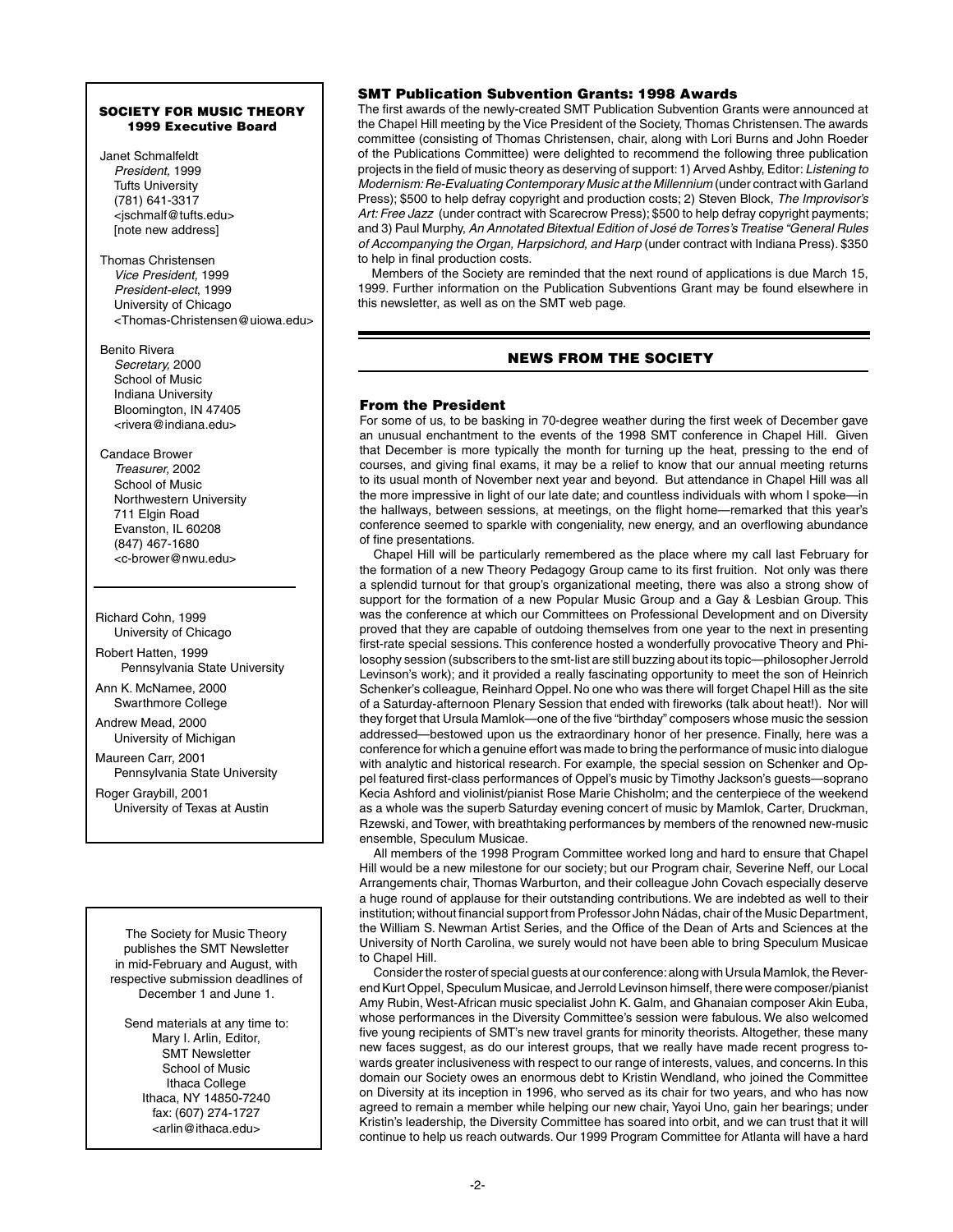**SOCIETY FOR MUSIC THEORY**
**1999 Executive Board**

Janet Schmalfeldt
*President,* 1999
Tufts University
(781) 641-3317
<jschmalf@tufts.edu>
[note new address]

Thomas Christensen
*Vice President,* 1999
*President-elect*, 1999
University of Chicago
<Thomas-Christensen@uiowa.edu>

Benito Rivera
*Secretary,* 2000
School of Music
Indiana University
Bloomington, IN 47405
<rivera@indiana.edu>

Candace Brower
*Treasurer,* 2002
School of Music
Northwestern University
711 Elgin Road
Evanston, IL 60208
(847) 467-1680
<c-brower@nwu.edu>

---

Richard Cohn, 1999
University of Chicago

Robert Hatten, 1999
Pennsylvania State University

Ann K. McNamee, 2000
Swarthmore College

Andrew Mead, 2000
University of Michigan

Maureen Carr, 2001
Pennsylvania State University

Roger Graybill, 2001
University of Texas at Austin

---

The Society for Music Theory publishes the SMT Newsletter in mid-February and August, with respective submission deadlines of December 1 and June 1.

Send materials at any time to:
Mary I. Arlin, Editor,
SMT Newsletter
School of Music
Ithaca College
Ithaca, NY 14850-7240
fax: (607) 274-1727
<arlin@ithaca.edu>

---

### SMT Publication Subvention Grants: 1998 Awards

The first awards of the newly-created SMT Publication Subvention Grants were announced at the Chapel Hill meeting by the Vice President of the Society, Thomas Christensen. The awards committee (consisting of Thomas Christensen, chair, along with Lori Burns and John Roeder of the Publications Committee) were delighted to recommend the following three publication projects in the field of music theory as deserving of support: 1) Arved Ashby, Editor: *Listening to Modernism: Re-Evaluating Contemporary Music at the Millennium* (under contract with Garland Press); $500 to help defray copyright and production costs; 2) Steven Block, *The Improvisor's Art: Free Jazz* (under contract with Scarecrow Press); $500 to help defray copyright payments; and 3) Paul Murphy, *An Annotated Bitextual Edition of José de Torres's Treatise "General Rules of Accompanying the Organ, Harpsichord, and Harp* (under contract with Indiana Press). $350 to help in final production costs.

Members of the Society are reminded that the next round of applications is due March 15, 1999. Further information on the Publication Subventions Grant may be found elsewhere in this newsletter, as well as on the SMT web page.

## NEWS FROM THE SOCIETY

### From the President

For some of us, to be basking in 70-degree weather during the first week of December gave an unusual enchantment to the events of the 1998 SMT conference in Chapel Hill. Given that December is more typically the month for turning up the heat, pressing to the end of courses, and giving final exams, it may be a relief to know that our annual meeting returns to its usual month of November next year and beyond. But attendance in Chapel Hill was all the more impressive in light of our late date; and countless individuals with whom I spoke—in the hallways, between sessions, at meetings, on the flight home—remarked that this year's conference seemed to sparkle with congeniality, new energy, and an overflowing abundance of fine presentations.

Chapel Hill will be particularly remembered as the place where my call last February for the formation of a new Theory Pedagogy Group came to its first fruition. Not only was there a splendid turnout for that group's organizational meeting, there was also a strong show of support for the formation of a new Popular Music Group and a Gay & Lesbian Group. This was the conference at which our Committees on Professional Development and on Diversity proved that they are capable of outdoing themselves from one year to the next in presenting first-rate special sessions. This conference hosted a wonderfully provocative Theory and Philosophy session (subscribers to the smt-list are still buzzing about its topic—philosopher Jerrold Levinson's work); and it provided a really fascinating opportunity to meet the son of Heinrich Schenker's colleague, Reinhard Oppel. No one who was there will forget Chapel Hill as the site of a Saturday-afternoon Plenary Session that ended with fireworks (talk about heat!). Nor will they forget that Ursula Mamlok—one of the five "birthday" composers whose music the session addressed—bestowed upon us the extraordinary honor of her presence. Finally, here was a conference for which a genuine effort was made to bring the performance of music into dialogue with analytic and historical research. For example, the special session on Schenker and Oppel featured first-class performances of Oppel's music by Timothy Jackson's guests—soprano Kecia Ashford and violinist/pianist Rose Marie Chisholm; and the centerpiece of the weekend as a whole was the superb Saturday evening concert of music by Mamlok, Carter, Druckman, Rzewski, and Tower, with breathtaking performances by members of the renowned new-music ensemble, Speculum Musicae.

All members of the 1998 Program Committee worked long and hard to ensure that Chapel Hill would be a new milestone for our society; but our Program chair, Severine Neff, our Local Arrangements chair, Thomas Warburton, and their colleague John Covach especially deserve a huge round of applause for their outstanding contributions. We are indebted as well to their institution; without financial support from Professor John Nádas, chair of the Music Department, the William S. Newman Artist Series, and the Office of the Dean of Arts and Sciences at the University of North Carolina, we surely would not have been able to bring Speculum Musicae to Chapel Hill.

Consider the roster of special guests at our conference: along with Ursula Mamlok, the Reverend Kurt Oppel, Speculum Musicae, and Jerrold Levinson himself, there were composer/pianist Amy Rubin, West-African music specialist John K. Galm, and Ghanaian composer Akin Euba, whose performances in the Diversity Committee's session were fabulous. We also welcomed five young recipients of SMT's new travel grants for minority theorists. Altogether, these many new faces suggest, as do our interest groups, that we really have made recent progress towards greater inclusiveness with respect to our range of interests, values, and concerns. In this domain our Society owes an enormous debt to Kristin Wendland, who joined the Committee on Diversity at its inception in 1996, who served as its chair for two years, and who has now agreed to remain a member while helping our new chair, Yayoi Uno, gain her bearings; under Kristin's leadership, the Diversity Committee has soared into orbit, and we can trust that it will continue to help us reach outwards. Our 1999 Program Committee for Atlanta will have a hard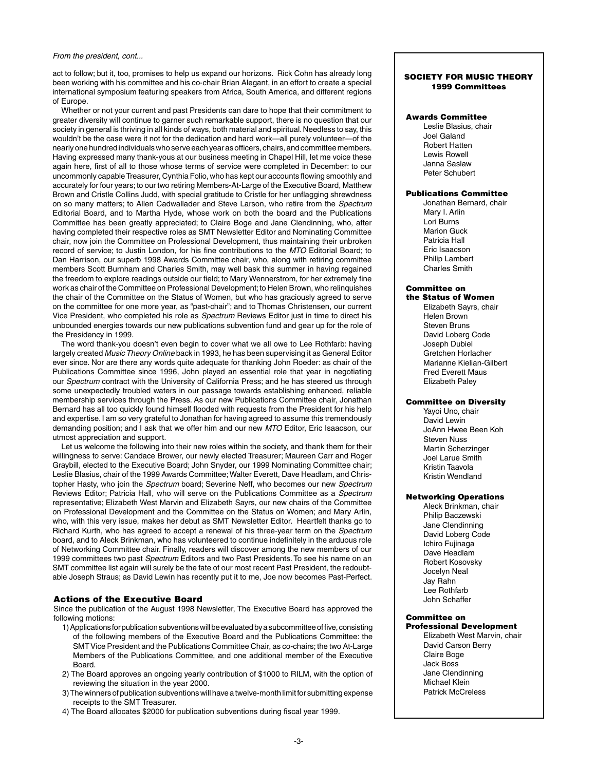*From the president, cont...*

act to follow; but it, too, promises to help us expand our horizons. Rick Cohn has already long been working with his committee and his co-chair Brian Alegant, in an effort to create a special international symposium featuring speakers from Africa, South America, and different regions of Europe.

Whether or not your current and past Presidents can dare to hope that their commitment to greater diversity will continue to garner such remarkable support, there is no question that our society in general is thriving in all kinds of ways, both material and spiritual. Needless to say, this wouldn't be the case were it not for the dedication and hard work—all purely volunteer—of the nearly one hundred individuals who serve each year as officers, chairs, and committee members. Having expressed many thank-yous at our business meeting in Chapel Hill, let me voice these again here, first of all to those whose terms of service were completed in December: to our uncommonly capable Treasurer, Cynthia Folio, who has kept our accounts flowing smoothly and accurately for four years; to our two retiring Members-At-Large of the Executive Board, Matthew Brown and Cristle Collins Judd, with special gratitude to Cristle for her unflagging shrewdness on so many matters; to Allen Cadwallader and Steve Larson, who retire from the *Spectrum* Editorial Board, and to Martha Hyde, whose work on both the board and the Publications Committee has been greatly appreciated; to Claire Boge and Jane Clendinning, who, after having completed their respective roles as SMT Newsletter Editor and Nominating Committee chair, now join the Committee on Professional Development, thus maintaining their unbroken record of service; to Justin London, for his fine contributions to the *MTO* Editorial Board; to Dan Harrison, our superb 1998 Awards Committee chair, who, along with retiring committee members Scott Burnham and Charles Smith, may well bask this summer in having regained the freedom to explore readings outside our field; to Mary Wennerstrom, for her extremely fine work as chair of the Committee on Professional Development; to Helen Brown, who relinquishes the chair of the Committee on the Status of Women, but who has graciously agreed to serve on the committee for one more year, as "past-chair"; and to Thomas Christensen, our current Vice President, who completed his role as *Spectrum* Reviews Editor just in time to direct his unbounded energies towards our new publications subvention fund and gear up for the role of the Presidency in 1999.

The word thank-you doesn't even begin to cover what we all owe to Lee Rothfarb: having largely created *Music Theory Online* back in 1993, he has been supervising it as General Editor ever since. Nor are there any words quite adequate for thanking John Roeder: as chair of the Publications Committee since 1996, John played an essential role that year in negotiating our *Spectrum* contract with the University of California Press; and he has steered us through some unexpectedly troubled waters in our passage towards establishing enhanced, reliable membership services through the Press. As our new Publications Committee chair, Jonathan Bernard has all too quickly found himself flooded with requests from the President for his help and expertise. I am so very grateful to Jonathan for having agreed to assume this tremendously demanding position; and I ask that we offer him and our new *MTO* Editor, Eric Isaacson, our utmost appreciation and support.

Let us welcome the following into their new roles within the society, and thank them for their willingness to serve: Candace Brower, our newly elected Treasurer; Maureen Carr and Roger Graybill, elected to the Executive Board; John Snyder, our 1999 Nominating Committee chair; Leslie Blasius, chair of the 1999 Awards Committee; Walter Everett, Dave Headlam, and Christopher Hasty, who join the *Spectrum* board; Severine Neff, who becomes our new *Spectrum* Reviews Editor; Patricia Hall, who will serve on the Publications Committee as a *Spectrum* representative; Elizabeth West Marvin and Elizabeth Sayrs, our new chairs of the Committee on Professional Development and the Committee on the Status on Women; and Mary Arlin, who, with this very issue, makes her debut as SMT Newsletter Editor. Heartfelt thanks go to Richard Kurth, who has agreed to accept a renewal of his three-year term on the *Spectrum* board, and to Aleck Brinkman, who has volunteered to continue indefinitely in the arduous role of Networking Committee chair. Finally, readers will discover among the new members of our 1999 committees two past *Spectrum* Editors and two Past Presidents. To see his name on an SMT committee list again will surely be the fate of our most recent Past President, the redoubtable Joseph Straus; as David Lewin has recently put it to me, Joe now becomes Past-Perfect.

## Actions of the Executive Board

Since the publication of the August 1998 Newsletter, The Executive Board has approved the following motions:

1) Applications for publication subventions will be evaluated by a subcommittee of five, consisting of the following members of the Executive Board and the Publications Committee: the SMT Vice President and the Publications Committee Chair, as co-chairs; the two At-Large Members of the Publications Committee, and one additional member of the Executive Board.
2) The Board approves an ongoing yearly contribution of $1000 to RILM, with the option of reviewing the situation in the year 2000.
3) The winners of publication subventions will have a twelve-month limit for submitting expense receipts to the SMT Treasurer.
4) The Board allocates $2000 for publication subventions during fiscal year 1999.

## SOCIETY FOR MUSIC THEORY 1999 Committees

### Awards Committee
Leslie Blasius, chair
Joel Galand
Robert Hatten
Lewis Rowell
Janna Saslaw
Peter Schubert

### Publications Committee
Jonathan Bernard, chair
Mary I. Arlin
Lori Burns
Marion Guck
Patricia Hall
Eric Isaacson
Philip Lambert
Charles Smith

### Committee on the Status of Women
Elizabeth Sayrs, chair
Helen Brown
Steven Bruns
David Loberg Code
Joseph Dubiel
Gretchen Horlacher
Marianne Kielian-Gilbert
Fred Everett Maus
Elizabeth Paley

### Committee on Diversity
Yayoi Uno, chair
David Lewin
JoAnn Hwee Been Koh
Steven Nuss
Martin Scherzinger
Joel Larue Smith
Kristin Taavola
Kristin Wendland

### Networking Operations
Aleck Brinkman, chair
Philip Baczewski
Jane Clendinning
David Loberg Code
Ichiro Fujinaga
Dave Headlam
Robert Kosovsky
Jocelyn Neal
Jay Rahn
Lee Rothfarb
John Schaffer

### Committee on Professional Development
Elizabeth West Marvin, chair
David Carson Berry
Claire Boge
Jack Boss
Jane Clendinning
Michael Klein
Patrick McCreless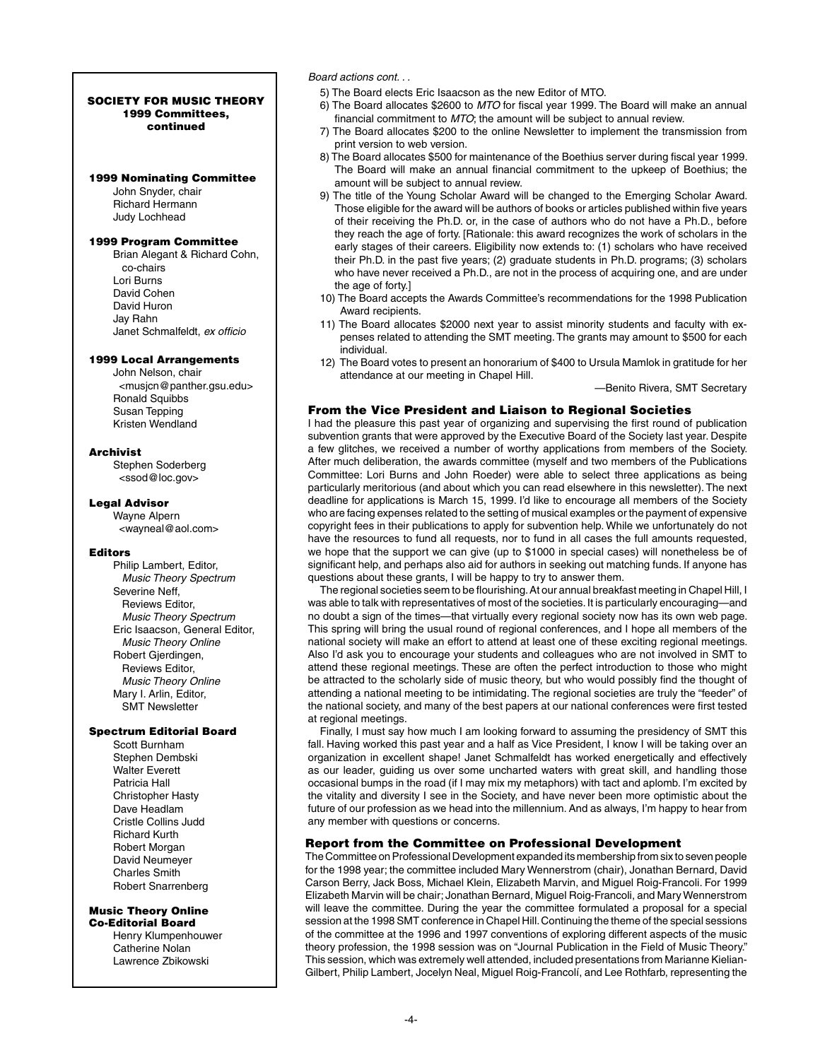**SOCIETY FOR MUSIC THEORY**
**1999 Committees, continued**

#### 1999 Nominating Committee

John Snyder, chair
Richard Hermann
Judy Lochhead

#### 1999 Program Committee

Brian Alegant & Richard Cohn, co-chairs
Lori Burns
David Cohen
David Huron
Jay Rahn
Janet Schmalfeldt, *ex officio*

#### 1999 Local Arrangements

John Nelson, chair
<musjcn@panther.gsu.edu>
Ronald Squibbs
Susan Tepping
Kristen Wendland

#### Archivist

Stephen Soderberg
<ssod@loc.gov>

#### Legal Advisor

Wayne Alpern
<wayneal@aol.com>

#### Editors

Philip Lambert, Editor, *Music Theory Spectrum*
Severine Neff, Reviews Editor, *Music Theory Spectrum*
Eric Isaacson, General Editor, *Music Theory Online*
Robert Gjerdingen, Reviews Editor, *Music Theory Online*
Mary I. Arlin, Editor, SMT Newsletter

#### Spectrum Editorial Board

Scott Burnham
Stephen Dembski
Walter Everett
Patricia Hall
Christopher Hasty
Dave Headlam
Cristle Collins Judd
Richard Kurth
Robert Morgan
David Neumeyer
Charles Smith
Robert Snarrenberg

#### Music Theory Online Co-Editorial Board

Henry Klumpenhouwer
Catherine Nolan
Lawrence Zbikowski

*Board actions cont. . .*

5) The Board elects Eric Isaacson as the new Editor of MTO.
6) The Board allocates $2600 to *MTO* for fiscal year 1999. The Board will make an annual financial commitment to *MTO*; the amount will be subject to annual review.
7) The Board allocates $200 to the online Newsletter to implement the transmission from print version to web version.
8) The Board allocates $500 for maintenance of the Boethius server during fiscal year 1999. The Board will make an annual financial commitment to the upkeep of Boethius; the amount will be subject to annual review.
9) The title of the Young Scholar Award will be changed to the Emerging Scholar Award. Those eligible for the award will be authors of books or articles published within five years of their receiving the Ph.D. or, in the case of authors who do not have a Ph.D., before they reach the age of forty. [Rationale: this award recognizes the work of scholars in the early stages of their careers. Eligibility now extends to: (1) scholars who have received their Ph.D. in the past five years; (2) graduate students in Ph.D. programs; (3) scholars who have never received a Ph.D., are not in the process of acquiring one, and are under the age of forty.]
10) The Board accepts the Awards Committee's recommendations for the 1998 Publication Award recipients.
11) The Board allocates $2000 next year to assist minority students and faculty with expenses related to attending the SMT meeting. The grants may amount to $500 for each individual.
12) The Board votes to present an honorarium of $400 to Ursula Mamlok in gratitude for her attendance at our meeting in Chapel Hill.

—Benito Rivera, SMT Secretary

### From the Vice President and Liaison to Regional Societies

I had the pleasure this past year of organizing and supervising the first round of publication subvention grants that were approved by the Executive Board of the Society last year. Despite a few glitches, we received a number of worthy applications from members of the Society. After much deliberation, the awards committee (myself and two members of the Publications Committee: Lori Burns and John Roeder) were able to select three applications as being particularly meritorious (and about which you can read elsewhere in this newsletter). The next deadline for applications is March 15, 1999. I'd like to encourage all members of the Society who are facing expenses related to the setting of musical examples or the payment of expensive copyright fees in their publications to apply for subvention help. While we unfortunately do not have the resources to fund all requests, nor to fund in all cases the full amounts requested, we hope that the support we can give (up to $1000 in special cases) will nonetheless be of significant help, and perhaps also aid for authors in seeking out matching funds. If anyone has questions about these grants, I will be happy to try to answer them.

The regional societies seem to be flourishing. At our annual breakfast meeting in Chapel Hill, I was able to talk with representatives of most of the societies. It is particularly encouraging—and no doubt a sign of the times—that virtually every regional society now has its own web page. This spring will bring the usual round of regional conferences, and I hope all members of the national society will make an effort to attend at least one of these exciting regional meetings. Also I'd ask you to encourage your students and colleagues who are not involved in SMT to attend these regional meetings. These are often the perfect introduction to those who might be attracted to the scholarly side of music theory, but who would possibly find the thought of attending a national meeting to be intimidating. The regional societies are truly the "feeder" of the national society, and many of the best papers at our national conferences were first tested at regional meetings.

Finally, I must say how much I am looking forward to assuming the presidency of SMT this fall. Having worked this past year and a half as Vice President, I know I will be taking over an organization in excellent shape! Janet Schmalfeldt has worked energetically and effectively as our leader, guiding us over some uncharted waters with great skill, and handling those occasional bumps in the road (if I may mix my metaphors) with tact and aplomb. I'm excited by the vitality and diversity I see in the Society, and have never been more optimistic about the future of our profession as we head into the millennium. And as always, I'm happy to hear from any member with questions or concerns.

### Report from the Committee on Professional Development

The Committee on Professional Development expanded its membership from six to seven people for the 1998 year; the committee included Mary Wennerstrom (chair), Jonathan Bernard, David Carson Berry, Jack Boss, Michael Klein, Elizabeth Marvin, and Miguel Roig-Francoli. For 1999 Elizabeth Marvin will be chair; Jonathan Bernard, Miguel Roig-Francoli, and Mary Wennerstrom will leave the committee. During the year the committee formulated a proposal for a special session at the 1998 SMT conference in Chapel Hill. Continuing the theme of the special sessions of the committee at the 1996 and 1997 conventions of exploring different aspects of the music theory profession, the 1998 session was on "Journal Publication in the Field of Music Theory." This session, which was extremely well attended, included presentations from Marianne Kielian-Gilbert, Philip Lambert, Jocelyn Neal, Miguel Roig-Francolí, and Lee Rothfarb, representing the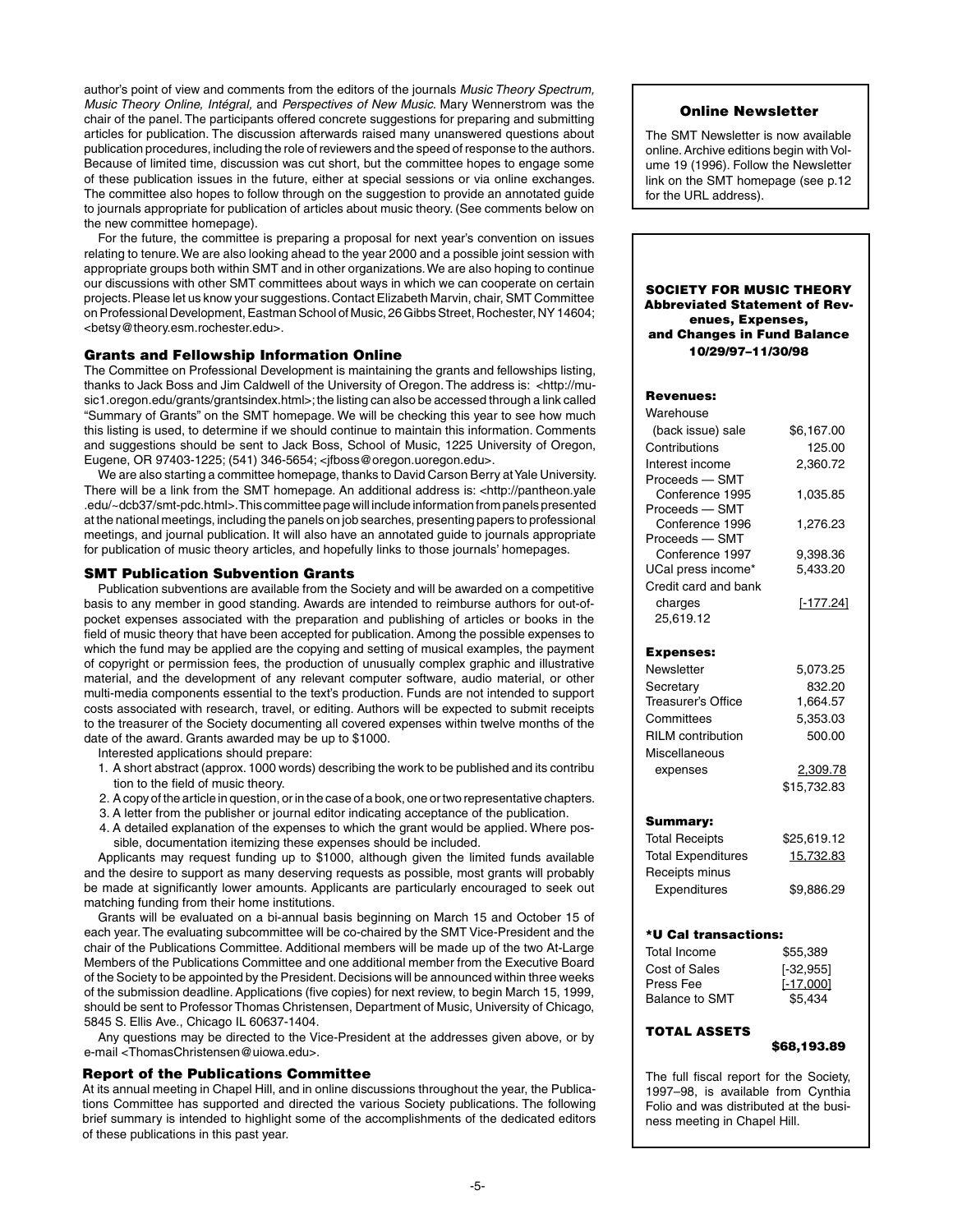author's point of view and comments from the editors of the journals *Music Theory Spectrum, Music Theory Online, Intégral,* and *Perspectives of New Music*. Mary Wennerstrom was the chair of the panel. The participants offered concrete suggestions for preparing and submitting articles for publication. The discussion afterwards raised many unanswered questions about publication procedures, including the role of reviewers and the speed of response to the authors. Because of limited time, discussion was cut short, but the committee hopes to engage some of these publication issues in the future, either at special sessions or via online exchanges. The committee also hopes to follow through on the suggestion to provide an annotated guide to journals appropriate for publication of articles about music theory. (See comments below on the new committee homepage).

For the future, the committee is preparing a proposal for next year's convention on issues relating to tenure. We are also looking ahead to the year 2000 and a possible joint session with appropriate groups both within SMT and in other organizations. We are also hoping to continue our discussions with other SMT committees about ways in which we can cooperate on certain projects. Please let us know your suggestions. Contact Elizabeth Marvin, chair, SMT Committee on Professional Development, Eastman School of Music, 26 Gibbs Street, Rochester, NY 14604; <betsy@theory.esm.rochester.edu>.

### Grants and Fellowship Information Online

The Committee on Professional Development is maintaining the grants and fellowships listing, thanks to Jack Boss and Jim Caldwell of the University of Oregon. The address is: <http://music1.oregon.edu/grants/grantsindex.html>; the listing can also be accessed through a link called "Summary of Grants" on the SMT homepage. We will be checking this year to see how much this listing is used, to determine if we should continue to maintain this information. Comments and suggestions should be sent to Jack Boss, School of Music, 1225 University of Oregon, Eugene, OR 97403-1225; (541) 346-5654; <jfboss@oregon.uoregon.edu>.

We are also starting a committee homepage, thanks to David Carson Berry at Yale University. There will be a link from the SMT homepage. An additional address is: <http://pantheon.yale.edu/~dcb37/smt-pdc.html>. This committee page will include information from panels presented at the national meetings, including the panels on job searches, presenting papers to professional meetings, and journal publication. It will also have an annotated guide to journals appropriate for publication of music theory articles, and hopefully links to those journals' homepages.

### SMT Publication Subvention Grants

Publication subventions are available from the Society and will be awarded on a competitive basis to any member in good standing. Awards are intended to reimburse authors for out-of-pocket expenses associated with the preparation and publishing of articles or books in the field of music theory that have been accepted for publication. Among the possible expenses to which the fund may be applied are the copying and setting of musical examples, the payment of copyright or permission fees, the production of unusually complex graphic and illustrative material, and the development of any relevant computer software, audio material, or other multi-media components essential to the text's production. Funds are not intended to support costs associated with research, travel, or editing. Authors will be expected to submit receipts to the treasurer of the Society documenting all covered expenses within twelve months of the date of the award. Grants awarded may be up to $1000.

Interested applications should prepare:

1. A short abstract (approx. 1000 words) describing the work to be published and its contribution to the field of music theory.
2. A copy of the article in question, or in the case of a book, one or two representative chapters.
3. A letter from the publisher or journal editor indicating acceptance of the publication.
4. A detailed explanation of the expenses to which the grant would be applied. Where possible, documentation itemizing these expenses should be included.

Applicants may request funding up to $1000, although given the limited funds available and the desire to support as many deserving requests as possible, most grants will probably be made at significantly lower amounts. Applicants are particularly encouraged to seek out matching funding from their home institutions.

Grants will be evaluated on a bi-annual basis beginning on March 15 and October 15 of each year. The evaluating subcommittee will be co-chaired by the SMT Vice-President and the chair of the Publications Committee. Additional members will be made up of the two At-Large Members of the Publications Committee and one additional member from the Executive Board of the Society to be appointed by the President. Decisions will be announced within three weeks of the submission deadline. Applications (five copies) for next review, to begin March 15, 1999, should be sent to Professor Thomas Christensen, Department of Music, University of Chicago, 5845 S. Ellis Ave., Chicago IL 60637-1404.

Any questions may be directed to the Vice-President at the addresses given above, or by e-mail <ThomasChristensen@uiowa.edu>.

### Report of the Publications Committee

At its annual meeting in Chapel Hill, and in online discussions throughout the year, the Publications Committee has supported and directed the various Society publications. The following brief summary is intended to highlight some of the accomplishments of the dedicated editors of these publications in this past year.

### Online Newsletter

The SMT Newsletter is now available online. Archive editions begin with Volume 19 (1996). Follow the Newsletter link on the SMT homepage (see p.12 for the URL address).

### SOCIETY FOR MUSIC THEORY
**Abbreviated Statement of Revenues, Expenses, and Changes in Fund Balance**
**10/29/97–11/30/98**

**Revenues:**

| | |
|---|---|
| Warehouse (back issue) sale | $6,167.00 |
| Contributions | 125.00 |
| Interest income | 2,360.72 |
| Proceeds — SMT Conference 1995 | 1,035.85 |
| Proceeds — SMT Conference 1996 | 1,276.23 |
| Proceeds — SMT Conference 1997 | 9,398.36 |
| UCal press income* | 5,433.20 |
| Credit card and bank charges | [-177.24] |
| | 25,619.12 |

**Expenses:**

| | |
|---|---|
| Newsletter | 5,073.25 |
| Secretary | 832.20 |
| Treasurer's Office | 1,664.57 |
| Committees | 5,353.03 |
| RILM contribution | 500.00 |
| Miscellaneous expenses | 2,309.78 |
| | $15,732.83 |

**Summary:**

| | |
|---|---|
| Total Receipts | $25,619.12 |
| Total Expenditures | 15,732.83 |
| Receipts minus Expenditures | $9,886.29 |

**\*U Cal transactions:**

| | |
|---|---|
| Total Income | $55,389 |
| Cost of Sales | [-32,955] |
| Press Fee | [-17,000] |
| Balance to SMT | $5,434 |

**TOTAL ASSETS** **$68,193.89**

The full fiscal report for the Society, 1997–98, is available from Cynthia Folio and was distributed at the business meeting in Chapel Hill.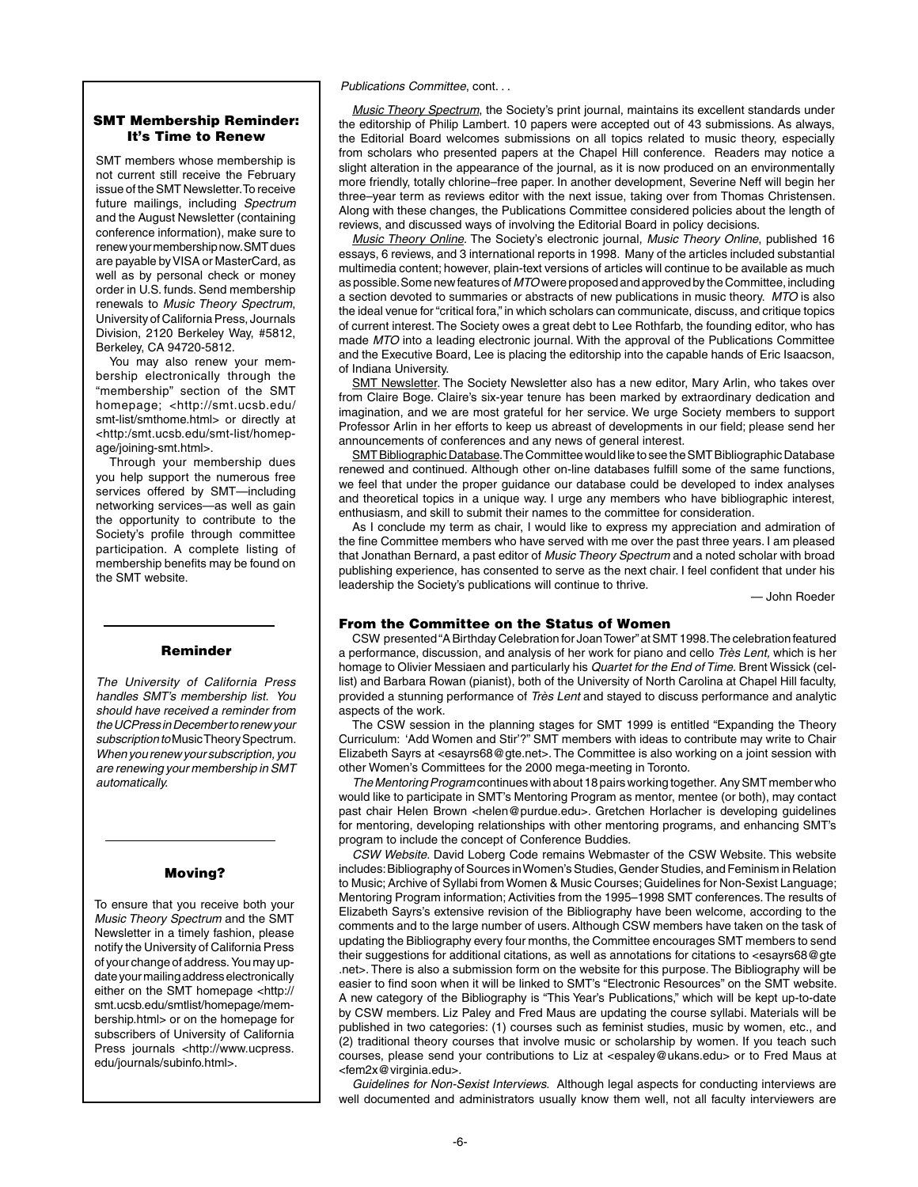### SMT Membership Reminder: It's Time to Renew

SMT members whose membership is not current still receive the February issue of the SMT Newsletter. To receive future mailings, including *Spectrum* and the August Newsletter (containing conference information), make sure to renew your membership now. SMT dues are payable by VISA or MasterCard, as well as by personal check or money order in U.S. funds. Send membership renewals to *Music Theory Spectrum*, University of California Press, Journals Division, 2120 Berkeley Way, #5812, Berkeley, CA 94720-5812.

You may also renew your membership electronically through the "membership" section of the SMT homepage; <http://smt.ucsb.edu/smt-list/smthome.html> or directly at <http:/smt.ucsb.edu/smt-list/homepage/joining-smt.html>.

Through your membership dues you help support the numerous free services offered by SMT—including networking services—as well as gain the opportunity to contribute to the Society's profile through committee participation. A complete listing of membership benefits may be found on the SMT website.

### Reminder

*The University of California Press handles SMT's membership list. You should have received a reminder from the UC Press in December to renew your subscription to* Music Theory Spectrum. *When you renew your subscription, you are renewing your membership in SMT automatically.*

### Moving?

To ensure that you receive both your *Music Theory Spectrum* and the SMT Newsletter in a timely fashion, please notify the University of California Press of your change of address. You may update your mailing address electronically either on the SMT homepage <http://smt.ucsb.edu/smtlist/homepage/membership.html> or on the homepage for subscribers of University of California Press journals <http://www.ucpress.edu/journals/subinfo.html>.

*Publications Committee*, cont. . .

*Music Theory Spectrum*, the Society's print journal, maintains its excellent standards under the editorship of Philip Lambert. 10 papers were accepted out of 43 submissions. As always, the Editorial Board welcomes submissions on all topics related to music theory, especially from scholars who presented papers at the Chapel Hill conference. Readers may notice a slight alteration in the appearance of the journal, as it is now produced on an environmentally more friendly, totally chlorine–free paper. In another development, Severine Neff will begin her three–year term as reviews editor with the next issue, taking over from Thomas Christensen. Along with these changes, the Publications Committee considered policies about the length of reviews, and discussed ways of involving the Editorial Board in policy decisions.

*Music Theory Online*. The Society's electronic journal, *Music Theory Online*, published 16 essays, 6 reviews, and 3 international reports in 1998. Many of the articles included substantial multimedia content; however, plain-text versions of articles will continue to be available as much as possible. Some new features of *MTO* were proposed and approved by the Committee, including a section devoted to summaries or abstracts of new publications in music theory. *MTO* is also the ideal venue for "critical fora," in which scholars can communicate, discuss, and critique topics of current interest. The Society owes a great debt to Lee Rothfarb, the founding editor, who has made *MTO* into a leading electronic journal. With the approval of the Publications Committee and the Executive Board, Lee is placing the editorship into the capable hands of Eric Isaacson, of Indiana University.

SMT Newsletter. The Society Newsletter also has a new editor, Mary Arlin, who takes over from Claire Boge. Claire's six-year tenure has been marked by extraordinary dedication and imagination, and we are most grateful for her service. We urge Society members to support Professor Arlin in her efforts to keep us abreast of developments in our field; please send her announcements of conferences and any news of general interest.

SMT Bibliographic Database. The Committee would like to see the SMT Bibliographic Database renewed and continued. Although other on-line databases fulfill some of the same functions, we feel that under the proper guidance our database could be developed to index analyses and theoretical topics in a unique way. I urge any members who have bibliographic interest, enthusiasm, and skill to submit their names to the committee for consideration.

As I conclude my term as chair, I would like to express my appreciation and admiration of the fine Committee members who have served with me over the past three years. I am pleased that Jonathan Bernard, a past editor of *Music Theory Spectrum* and a noted scholar with broad publishing experience, has consented to serve as the next chair. I feel confident that under his leadership the Society's publications will continue to thrive.

— John Roeder

### From the Committee on the Status of Women

CSW presented "A Birthday Celebration for Joan Tower" at SMT 1998. The celebration featured a performance, discussion, and analysis of her work for piano and cello *Très Lent,* which is her homage to Olivier Messiaen and particularly his *Quartet for the End of Time*. Brent Wissick (cellist) and Barbara Rowan (pianist), both of the University of North Carolina at Chapel Hill faculty, provided a stunning performance of *Très Lent* and stayed to discuss performance and analytic aspects of the work.

The CSW session in the planning stages for SMT 1999 is entitled "Expanding the Theory Curriculum: 'Add Women and Stir'?" SMT members with ideas to contribute may write to Chair Elizabeth Sayrs at <esayrs68@gte.net>. The Committee is also working on a joint session with other Women's Committees for the 2000 mega-meeting in Toronto.

*The Mentoring Program* continues with about 18 pairs working together. Any SMT member who would like to participate in SMT's Mentoring Program as mentor, mentee (or both), may contact past chair Helen Brown <helen@purdue.edu>. Gretchen Horlacher is developing guidelines for mentoring, developing relationships with other mentoring programs, and enhancing SMT's program to include the concept of Conference Buddies.

*CSW Website*. David Loberg Code remains Webmaster of the CSW Website. This website includes: Bibliography of Sources in Women's Studies, Gender Studies, and Feminism in Relation to Music; Archive of Syllabi from Women & Music Courses; Guidelines for Non-Sexist Language; Mentoring Program information; Activities from the 1995–1998 SMT conferences. The results of Elizabeth Sayrs's extensive revision of the Bibliography have been welcome, according to the comments and to the large number of users. Although CSW members have taken on the task of updating the Bibliography every four months, the Committee encourages SMT members to send their suggestions for additional citations, as well as annotations for citations to <esayrs68@gte.net>. There is also a submission form on the website for this purpose. The Bibliography will be easier to find soon when it will be linked to SMT's "Electronic Resources" on the SMT website. A new category of the Bibliography is "This Year's Publications," which will be kept up-to-date by CSW members. Liz Paley and Fred Maus are updating the course syllabi. Materials will be published in two categories: (1) courses such as feminist studies, music by women, etc., and (2) traditional theory courses that involve music or scholarship by women. If you teach such courses, please send your contributions to Liz at <espaley@ukans.edu> or to Fred Maus at <fem2x@virginia.edu>.

*Guidelines for Non-Sexist Interviews*. Although legal aspects for conducting interviews are well documented and administrators usually know them well, not all faculty interviewers are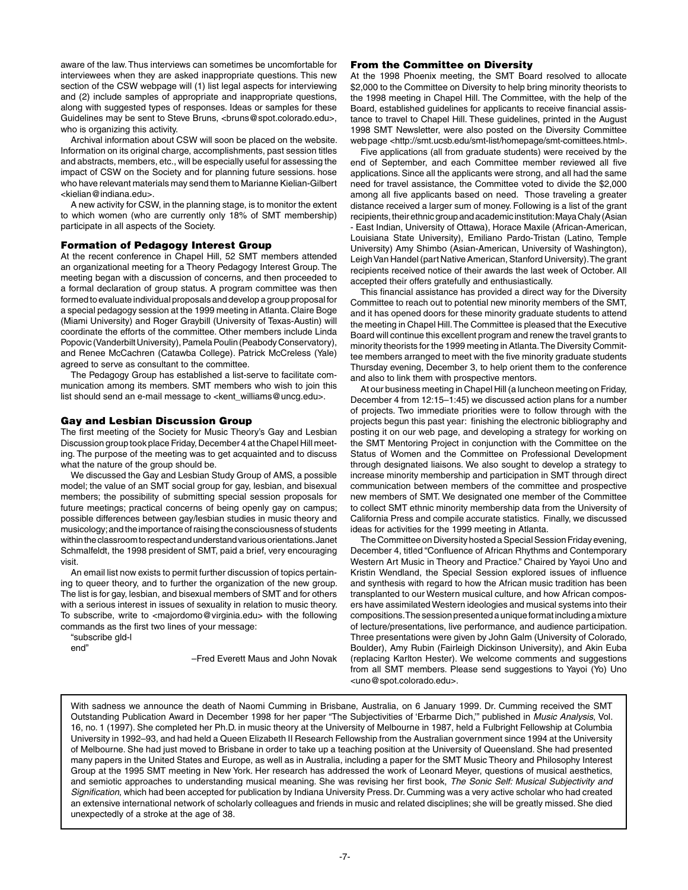aware of the law. Thus interviews can sometimes be uncomfortable for interviewees when they are asked inappropriate questions. This new section of the CSW webpage will (1) list legal aspects for interviewing and (2) include samples of appropriate and inappropriate questions, along with suggested types of responses. Ideas or samples for these Guidelines may be sent to Steve Bruns, <bruns@spot.colorado.edu>, who is organizing this activity.

Archival information about CSW will soon be placed on the website. Information on its original charge, accomplishments, past session titles and abstracts, members, etc., will be especially useful for assessing the impact of CSW on the Society and for planning future sessions. hose who have relevant materials may send them to Marianne Kielian-Gilbert <kielian@indiana.edu>.

A new activity for CSW, in the planning stage, is to monitor the extent to which women (who are currently only 18% of SMT membership) participate in all aspects of the Society.

### Formation of Pedagogy Interest Group

At the recent conference in Chapel Hill, 52 SMT members attended an organizational meeting for a Theory Pedagogy Interest Group. The meeting began with a discussion of concerns, and then proceeded to a formal declaration of group status. A program committee was then formed to evaluate individual proposals and develop a group proposal for a special pedagogy session at the 1999 meeting in Atlanta. Claire Boge (Miami University) and Roger Graybill (University of Texas-Austin) will coordinate the efforts of the committee. Other members include Linda Popovic (Vanderbilt University), Pamela Poulin (Peabody Conservatory), and Renee McCachren (Catawba College). Patrick McCreless (Yale) agreed to serve as consultant to the committee.

The Pedagogy Group has established a list-serve to facilitate communication among its members. SMT members who wish to join this list should send an e-mail message to <kent_williams@uncg.edu>.

### Gay and Lesbian Discussion Group

The first meeting of the Society for Music Theory's Gay and Lesbian Discussion group took place Friday, December 4 at the Chapel Hill meeting. The purpose of the meeting was to get acquainted and to discuss what the nature of the group should be.

We discussed the Gay and Lesbian Study Group of AMS, a possible model; the value of an SMT social group for gay, lesbian, and bisexual members; the possibility of submitting special session proposals for future meetings; practical concerns of being openly gay on campus; possible differences between gay/lesbian studies in music theory and musicology; and the importance of raising the consciousness of students within the classroom to respect and understand various orientations. Janet Schmalfeldt, the 1998 president of SMT, paid a brief, very encouraging visit.

An email list now exists to permit further discussion of topics pertaining to queer theory, and to further the organization of the new group. The list is for gay, lesbian, and bisexual members of SMT and for others with a serious interest in issues of sexuality in relation to music theory. To subscribe, write to <majordomo@virginia.edu> with the following commands as the first two lines of your message:

"subscribe gld-l
end"

–Fred Everett Maus and John Novak

### From the Committee on Diversity

At the 1998 Phoenix meeting, the SMT Board resolved to allocate $2,000 to the Committee on Diversity to help bring minority theorists to the 1998 meeting in Chapel Hill. The Committee, with the help of the Board, established guidelines for applicants to receive financial assistance to travel to Chapel Hill. These guidelines, printed in the August 1998 SMT Newsletter, were also posted on the Diversity Committee web page <http://smt.ucsb.edu/smt-list/homepage/smt-comittees.html>.

Five applications (all from graduate students) were received by the end of September, and each Committee member reviewed all five applications. Since all the applicants were strong, and all had the same need for travel assistance, the Committee voted to divide the $2,000 among all five applicants based on need. Those traveling a greater distance received a larger sum of money. Following is a list of the grant recipients, their ethnic group and academic institution: Maya Chaly (Asian - East Indian, University of Ottawa), Horace Maxile (African-American, Louisiana State University), Emiliano Pardo-Tristan (Latino, Temple University) Amy Shimbo (Asian-American, University of Washington), Leigh Van Handel (part Native American, Stanford University). The grant recipients received notice of their awards the last week of October. All accepted their offers gratefully and enthusiastically.

This financial assistance has provided a direct way for the Diversity Committee to reach out to potential new minority members of the SMT, and it has opened doors for these minority graduate students to attend the meeting in Chapel Hill. The Committee is pleased that the Executive Board will continue this excellent program and renew the travel grants to minority theorists for the 1999 meeting in Atlanta. The Diversity Committee members arranged to meet with the five minority graduate students Thursday evening, December 3, to help orient them to the conference and also to link them with prospective mentors.

At our business meeting in Chapel Hill (a luncheon meeting on Friday, December 4 from 12:15–1:45) we discussed action plans for a number of projects. Two immediate priorities were to follow through with the projects begun this past year: finishing the electronic bibliography and posting it on our web page, and developing a strategy for working on the SMT Mentoring Project in conjunction with the Committee on the Status of Women and the Committee on Professional Development through designated liaisons. We also sought to develop a strategy to increase minority membership and participation in SMT through direct communication between members of the committee and prospective new members of SMT. We designated one member of the Committee to collect SMT ethnic minority membership data from the University of California Press and compile accurate statistics. Finally, we discussed ideas for activities for the 1999 meeting in Atlanta.

The Committee on Diversity hosted a Special Session Friday evening, December 4, titled "Confluence of African Rhythms and Contemporary Western Art Music in Theory and Practice." Chaired by Yayoi Uno and Kristin Wendland, the Special Session explored issues of influence and synthesis with regard to how the African music tradition has been transplanted to our Western musical culture, and how African composers have assimilated Western ideologies and musical systems into their compositions. The session presented a unique format including a mixture of lecture/presentations, live performance, and audience participation. Three presentations were given by John Galm (University of Colorado, Boulder), Amy Rubin (Fairleigh Dickinson University), and Akin Euba (replacing Karlton Hester). We welcome comments and suggestions from all SMT members. Please send suggestions to Yayoi (Yo) Uno <uno@spot.colorado.edu>.

---

With sadness we announce the death of Naomi Cumming in Brisbane, Australia, on 6 January 1999. Dr. Cumming received the SMT Outstanding Publication Award in December 1998 for her paper "The Subjectivities of 'Erbarme Dich,'" published in *Music Analysis*, Vol. 16, no. 1 (1997). She completed her Ph.D. in music theory at the University of Melbourne in 1987, held a Fulbright Fellowship at Columbia University in 1992–93, and had held a Queen Elizabeth II Research Fellowship from the Australian government since 1994 at the University of Melbourne. She had just moved to Brisbane in order to take up a teaching position at the University of Queensland. She had presented many papers in the United States and Europe, as well as in Australia, including a paper for the SMT Music Theory and Philosophy Interest Group at the 1995 SMT meeting in New York. Her research has addressed the work of Leonard Meyer, questions of musical aesthetics, and semiotic approaches to understanding musical meaning. She was revising her first book, *The Sonic Self: Musical Subjectivity and Signification*, which had been accepted for publication by Indiana University Press. Dr. Cumming was a very active scholar who had created an extensive international network of scholarly colleagues and friends in music and related disciplines; she will be greatly missed. She died unexpectedly of a stroke at the age of 38.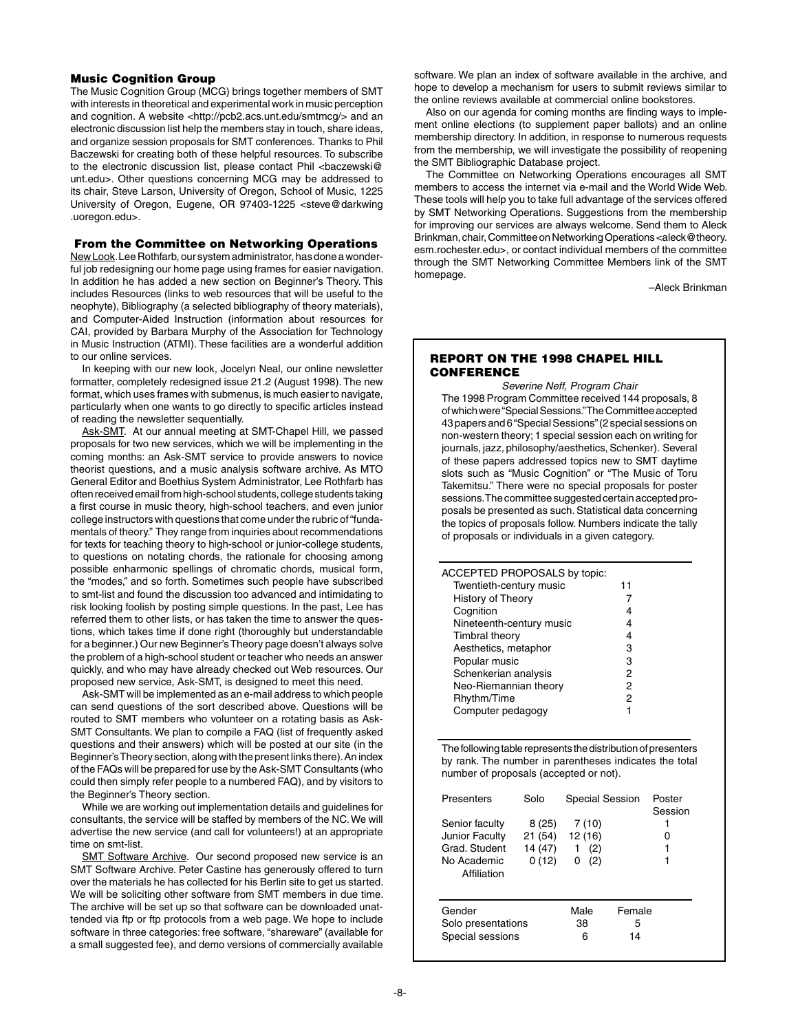### Music Cognition Group

The Music Cognition Group (MCG) brings together members of SMT with interests in theoretical and experimental work in music perception and cognition. A website <http://pcb2.acs.unt.edu/smtmcg/> and an electronic discussion list help the members stay in touch, share ideas, and organize session proposals for SMT conferences. Thanks to Phil Baczewski for creating both of these helpful resources. To subscribe to the electronic discussion list, please contact Phil <baczewski@unt.edu>. Other questions concerning MCG may be addressed to its chair, Steve Larson, University of Oregon, School of Music, 1225 University of Oregon, Eugene, OR 97403-1225 <steve@darkwing.uoregon.edu>.

### From the Committee on Networking Operations

New Look. Lee Rothfarb, our system administrator, has done a wonderful job redesigning our home page using frames for easier navigation. In addition he has added a new section on Beginner's Theory. This includes Resources (links to web resources that will be useful to the neophyte), Bibliography (a selected bibliography of theory materials), and Computer-Aided Instruction (information about resources for CAI, provided by Barbara Murphy of the Association for Technology in Music Instruction (ATMI). These facilities are a wonderful addition to our online services.

In keeping with our new look, Jocelyn Neal, our online newsletter formatter, completely redesigned issue 21.2 (August 1998). The new format, which uses frames with submenus, is much easier to navigate, particularly when one wants to go directly to specific articles instead of reading the newsletter sequentially.

Ask-SMT. At our annual meeting at SMT-Chapel Hill, we passed proposals for two new services, which we will be implementing in the coming months: an Ask-SMT service to provide answers to novice theorist questions, and a music analysis software archive. As MTO General Editor and Boethius System Administrator, Lee Rothfarb has often received email from high-school students, college students taking a first course in music theory, high-school teachers, and even junior college instructors with questions that come under the rubric of "fundamentals of theory." They range from inquiries about recommendations for texts for teaching theory to high-school or junior-college students, to questions on notating chords, the rationale for choosing among possible enharmonic spellings of chromatic chords, musical form, the "modes," and so forth. Sometimes such people have subscribed to smt-list and found the discussion too advanced and intimidating to risk looking foolish by posting simple questions. In the past, Lee has referred them to other lists, or has taken the time to answer the questions, which takes time if done right (thoroughly but understandable for a beginner.) Our new Beginner's Theory page doesn't always solve the problem of a high-school student or teacher who needs an answer quickly, and who may have already checked out Web resources. Our proposed new service, Ask-SMT, is designed to meet this need.

Ask-SMT will be implemented as an e-mail address to which people can send questions of the sort described above. Questions will be routed to SMT members who volunteer on a rotating basis as Ask-SMT Consultants. We plan to compile a FAQ (list of frequently asked questions and their answers) which will be posted at our site (in the Beginner's Theory section, along with the present links there). An index of the FAQs will be prepared for use by the Ask-SMT Consultants (who could then simply refer people to a numbered FAQ), and by visitors to the Beginner's Theory section.

While we are working out implementation details and guidelines for consultants, the service will be staffed by members of the NC. We will advertise the new service (and call for volunteers!) at an appropriate time on smt-list.

SMT Software Archive. Our second proposed new service is an SMT Software Archive. Peter Castine has generously offered to turn over the materials he has collected for his Berlin site to get us started. We will be soliciting other software from SMT members in due time. The archive will be set up so that software can be downloaded unattended via ftp or ftp protocols from a web page. We hope to include software in three categories: free software, "shareware" (available for a small suggested fee), and demo versions of commercially available software. We plan an index of software available in the archive, and hope to develop a mechanism for users to submit reviews similar to the online reviews available at commercial online bookstores.

Also on our agenda for coming months are finding ways to implement online elections (to supplement paper ballots) and an online membership directory. In addition, in response to numerous requests from the membership, we will investigate the possibility of reopening the SMT Bibliographic Database project.

The Committee on Networking Operations encourages all SMT members to access the internet via e-mail and the World Wide Web. These tools will help you to take full advantage of the services offered by SMT Networking Operations. Suggestions from the membership for improving our services are always welcome. Send them to Aleck Brinkman, chair, Committee on Networking Operations <aleck@theory.esm.rochester.edu>, or contact individual members of the committee through the SMT Networking Committee Members link of the SMT homepage.

–Aleck Brinkman

### REPORT ON THE 1998 CHAPEL HILL CONFERENCE

*Severine Neff, Program Chair*

The 1998 Program Committee received 144 proposals, 8 of which were "Special Sessions." The Committee accepted 43 papers and 6 "Special Sessions" (2 special sessions on non-western theory; 1 special session each on writing for journals, jazz, philosophy/aesthetics, Schenker). Several of these papers addressed topics new to SMT daytime slots such as "Music Cognition" or "The Music of Toru Takemitsu." There were no special proposals for poster sessions. The committee suggested certain accepted proposals be presented as such. Statistical data concerning the topics of proposals follow. Numbers indicate the tally of proposals or individuals in a given category.

| ACCEPTED PROPOSALS by topic: | |
|---|---|
| Twentieth-century music | 11 |
| History of Theory | 7 |
| Cognition | 4 |
| Nineteenth-century music | 4 |
| Timbral theory | 4 |
| Aesthetics, metaphor | 3 |
| Popular music | 3 |
| Schenkerian analysis | 2 |
| Neo-Riemannian theory | 2 |
| Rhythm/Time | 2 |
| Computer pedagogy | 1 |

The following table represents the distribution of presenters by rank. The number in parentheses indicates the total number of proposals (accepted or not).

| Presenters | Solo | Special Session | Poster Session |
|---|---|---|---|
| Senior faculty | 8 (25) | 7 (10) | 1 |
| Junior Faculty | 21 (54) | 12 (16) | 0 |
| Grad. Student | 14 (47) | 1 (2) | 1 |
| No Academic Affiliation | 0 (12) | 0 (2) | 1 |

| Gender | Male | Female |
|---|---|---|
| Solo presentations | 38 | 5 |
| Special sessions | 6 | 14 |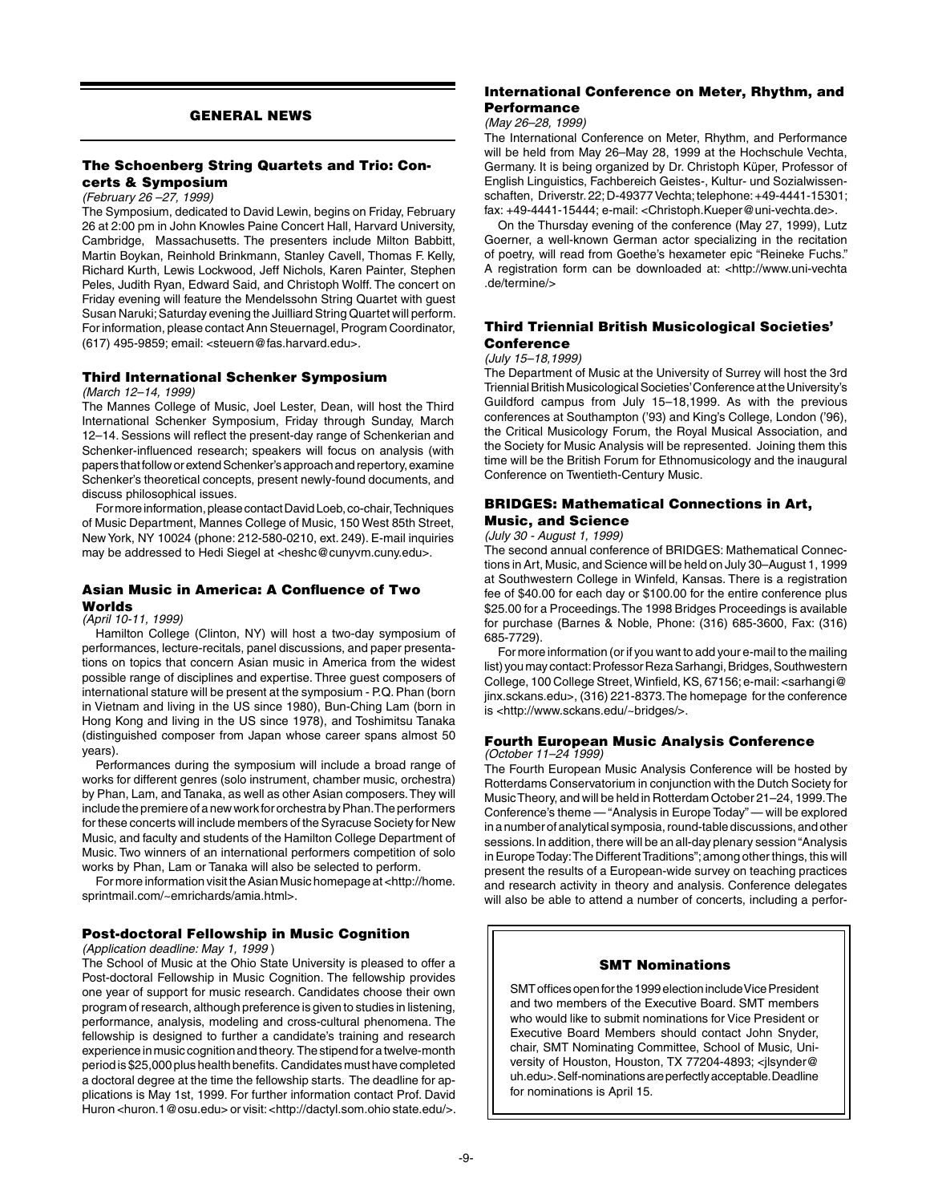## GENERAL NEWS

### The Schoenberg String Quartets and Trio: Concerts & Symposium

*(February 26 –27, 1999)*

The Symposium, dedicated to David Lewin, begins on Friday, February 26 at 2:00 pm in John Knowles Paine Concert Hall, Harvard University, Cambridge, Massachusetts. The presenters include Milton Babbitt, Martin Boykan, Reinhold Brinkmann, Stanley Cavell, Thomas F. Kelly, Richard Kurth, Lewis Lockwood, Jeff Nichols, Karen Painter, Stephen Peles, Judith Ryan, Edward Said, and Christoph Wolff. The concert on Friday evening will feature the Mendelssohn String Quartet with guest Susan Naruki; Saturday evening the Juilliard String Quartet will perform. For information, please contact Ann Steuernagel, Program Coordinator, (617) 495-9859; email: <steuern@fas.harvard.edu>.

### Third International Schenker Symposium

*(March 12–14, 1999)*

The Mannes College of Music, Joel Lester, Dean, will host the Third International Schenker Symposium, Friday through Sunday, March 12–14. Sessions will reflect the present-day range of Schenkerian and Schenker-influenced research; speakers will focus on analysis (with papers that follow or extend Schenker's approach and repertory, examine Schenker's theoretical concepts, present newly-found documents, and discuss philosophical issues.

For more information, please contact David Loeb, co-chair, Techniques of Music Department, Mannes College of Music, 150 West 85th Street, New York, NY 10024 (phone: 212-580-0210, ext. 249). E-mail inquiries may be addressed to Hedi Siegel at <heshc@cunyvm.cuny.edu>.

### Asian Music in America: A Confluence of Two Worlds

*(April 10-11, 1999)*

Hamilton College (Clinton, NY) will host a two-day symposium of performances, lecture-recitals, panel discussions, and paper presentations on topics that concern Asian music in America from the widest possible range of disciplines and expertise. Three guest composers of international stature will be present at the symposium - P.Q. Phan (born in Vietnam and living in the US since 1980), Bun-Ching Lam (born in Hong Kong and living in the US since 1978), and Toshimitsu Tanaka (distinguished composer from Japan whose career spans almost 50 years).

Performances during the symposium will include a broad range of works for different genres (solo instrument, chamber music, orchestra) by Phan, Lam, and Tanaka, as well as other Asian composers. They will include the premiere of a new work for orchestra by Phan. The performers for these concerts will include members of the Syracuse Society for New Music, and faculty and students of the Hamilton College Department of Music. Two winners of an international performers competition of solo works by Phan, Lam or Tanaka will also be selected to perform.

For more information visit the Asian Music homepage at <http://home.sprintmail.com/~emrichards/amia.html>.

### Post-doctoral Fellowship in Music Cognition

*(Application deadline: May 1, 1999 )*

The School of Music at the Ohio State University is pleased to offer a Post-doctoral Fellowship in Music Cognition. The fellowship provides one year of support for music research. Candidates choose their own program of research, although preference is given to studies in listening, performance, analysis, modeling and cross-cultural phenomena. The fellowship is designed to further a candidate's training and research experience in music cognition and theory. The stipend for a twelve-month period is $25,000 plus health benefits. Candidates must have completed a doctoral degree at the time the fellowship starts. The deadline for applications is May 1st, 1999. For further information contact Prof. David Huron <huron.1@osu.edu> or visit: <http://dactyl.som.ohio state.edu/>.

### International Conference on Meter, Rhythm, and Performance

*(May 26–28, 1999)*

The International Conference on Meter, Rhythm, and Performance will be held from May 26–May 28, 1999 at the Hochschule Vechta, Germany. It is being organized by Dr. Christoph Küper, Professor of English Linguistics, Fachbereich Geistes-, Kultur- und Sozialwissenschaften, Driverstr. 22; D-49377 Vechta; telephone: +49-4441-15301; fax: +49-4441-15444; e-mail: <Christoph.Kueper@uni-vechta.de>.

On the Thursday evening of the conference (May 27, 1999), Lutz Goerner, a well-known German actor specializing in the recitation of poetry, will read from Goethe's hexameter epic "Reineke Fuchs." A registration form can be downloaded at: <http://www.uni-vechta.de/termine/>

### Third Triennial British Musicological Societies' Conference

*(July 15–18,1999)*

The Department of Music at the University of Surrey will host the 3rd Triennial British Musicological Societies' Conference at the University's Guildford campus from July 15–18,1999. As with the previous conferences at Southampton ('93) and King's College, London ('96), the Critical Musicology Forum, the Royal Musical Association, and the Society for Music Analysis will be represented. Joining them this time will be the British Forum for Ethnomusicology and the inaugural Conference on Twentieth-Century Music.

### BRIDGES: Mathematical Connections in Art, Music, and Science

*(July 30 - August 1, 1999)*

The second annual conference of BRIDGES: Mathematical Connections in Art, Music, and Science will be held on July 30–August 1, 1999 at Southwestern College in Winfeld, Kansas. There is a registration fee of $40.00 for each day or $100.00 for the entire conference plus $25.00 for a Proceedings. The 1998 Bridges Proceedings is available for purchase (Barnes & Noble, Phone: (316) 685-3600, Fax: (316) 685-7729).

For more information (or if you want to add your e-mail to the mailing list) you may contact: Professor Reza Sarhangi, Bridges, Southwestern College, 100 College Street, Winfield, KS, 67156; e-mail: <sarhangi@jinx.sckans.edu>, (316) 221-8373. The homepage for the conference is <http://www.sckans.edu/~bridges/>.

### Fourth European Music Analysis Conference

*(October 11–24 1999)*

The Fourth European Music Analysis Conference will be hosted by Rotterdams Conservatorium in conjunction with the Dutch Society for Music Theory, and will be held in Rotterdam October 21–24, 1999. The Conference's theme — "Analysis in Europe Today" — will be explored in a number of analytical symposia, round-table discussions, and other sessions. In addition, there will be an all-day plenary session "Analysis in Europe Today: The Different Traditions"; among other things, this will present the results of a European-wide survey on teaching practices and research activity in theory and analysis. Conference delegates will also be able to attend a number of concerts, including a perfor-

### SMT Nominations

SMT offices open for the 1999 election include Vice President and two members of the Executive Board. SMT members who would like to submit nominations for Vice President or Executive Board Members should contact John Snyder, chair, SMT Nominating Committee, School of Music, University of Houston, Houston, TX 77204-4893; <jlsnyder@uh.edu>. Self-nominations are perfectly acceptable. Deadline for nominations is April 15.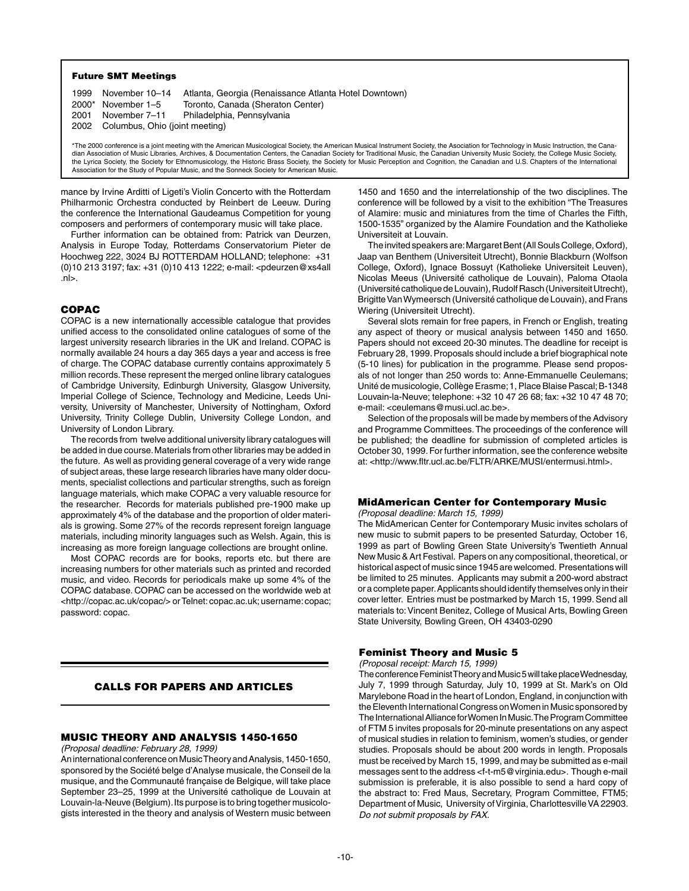**Future SMT Meetings**

| | | |
|---|---|---|
| 1999 | November 10–14 | Atlanta, Georgia (Renaissance Atlanta Hotel Downtown) |
| 2000* | November 1–5 | Toronto, Canada (Sheraton Center) |
| 2001 | November 7–11 | Philadelphia, Pennsylvania |
| 2002 | Columbus, Ohio (joint meeting) | |

*The 2000 conference is a joint meeting with the American Musicological Society, the American Musical Instrument Society, the Association for Technology in Music Instruction, the Canadian Association of Music Libraries, Archives, & Documentation Centers, the Canadian Society for Traditional Music, the Canadian University Music Society, the College Music Society, the Lyrica Society, the Society for Ethnomusicology, the Historic Brass Society, the Society for Music Perception and Cognition, the Canadian and U.S. Chapters of the International Association for the Study of Popular Music, and the Sonneck Society for American Music.

mance by Irvine Arditti of Ligeti's Violin Concerto with the Rotterdam Philharmonic Orchestra conducted by Reinbert de Leeuw. During the conference the International Gaudeamus Competition for young composers and performers of contemporary music will take place.

Further information can be obtained from: Patrick van Deurzen, Analysis in Europe Today, Rotterdams Conservatorium Pieter de Hoochweg 222, 3024 BJ ROTTERDAM HOLLAND; telephone: +31 (0)10 213 3197; fax: +31 (0)10 413 1222; e-mail: <pdeurzen@xs4all.nl>.

### COPAC

COPAC is a new internationally accessible catalogue that provides unified access to the consolidated online catalogues of some of the largest university research libraries in the UK and Ireland. COPAC is normally available 24 hours a day 365 days a year and access is free of charge. The COPAC database currently contains approximately 5 million records. These represent the merged online library catalogues of Cambridge University, Edinburgh University, Glasgow University, Imperial College of Science, Technology and Medicine, Leeds University, University of Manchester, University of Nottingham, Oxford University, Trinity College Dublin, University College London, and University of London Library.

The records from twelve additional university library catalogues will be added in due course. Materials from other libraries may be added in the future. As well as providing general coverage of a very wide range of subject areas, these large research libraries have many older documents, specialist collections and particular strengths, such as foreign language materials, which make COPAC a very valuable resource for the researcher. Records for materials published pre-1900 make up approximately 4% of the database and the proportion of older materials is growing. Some 27% of the records represent foreign language materials, including minority languages such as Welsh. Again, this is increasing as more foreign language collections are brought online.

Most COPAC records are for books, reports etc. but there are increasing numbers for other materials such as printed and recorded music, and video. Records for periodicals make up some 4% of the COPAC database. COPAC can be accessed on the worldwide web at <http://copac.ac.uk/copac/> or Telnet: copac.ac.uk; username: copac; password: copac.

## CALLS FOR PAPERS AND ARTICLES

### MUSIC THEORY AND ANALYSIS 1450-1650

*(Proposal deadline: February 28, 1999)*

An international conference on Music Theory and Analysis, 1450-1650, sponsored by the Société belge d'Analyse musicale, the Conseil de la musique, and the Communauté française de Belgique, will take place September 23–25, 1999 at the Université catholique de Louvain at Louvain-la-Neuve (Belgium). Its purpose is to bring together musicologists interested in the theory and analysis of Western music between 1450 and 1650 and the interrelationship of the two disciplines. The conference will be followed by a visit to the exhibition "The Treasures of Alamire: music and miniatures from the time of Charles the Fifth, 1500-1535" organized by the Alamire Foundation and the Katholieke Universiteit at Louvain.

The invited speakers are: Margaret Bent (All Souls College, Oxford), Jaap van Benthem (Universiteit Utrecht), Bonnie Blackburn (Wolfson College, Oxford), Ignace Bossuyt (Katholieke Universiteit Leuven), Nicolas Meeus (Université catholique de Louvain), Paloma Otaola (Université catholique de Louvain), Rudolf Rasch (Universiteit Utrecht), Brigitte Van Wymeersch (Université catholique de Louvain), and Frans Wiering (Universiteit Utrecht).

Several slots remain for free papers, in French or English, treating any aspect of theory or musical analysis between 1450 and 1650. Papers should not exceed 20-30 minutes. The deadline for receipt is February 28, 1999. Proposals should include a brief biographical note (5-10 lines) for publication in the programme. Please send proposals of not longer than 250 words to: Anne-Emmanuelle Ceulemans; Unité de musicologie, Collège Erasme; 1, Place Blaise Pascal; B-1348 Louvain-la-Neuve; telephone: +32 10 47 26 68; fax: +32 10 47 48 70; e-mail: <ceulemans@musi.ucl.ac.be>.

Selection of the proposals will be made by members of the Advisory and Programme Committees. The proceedings of the conference will be published; the deadline for submission of completed articles is October 30, 1999. For further information, see the conference website at: <http://www.fltr.ucl.ac.be/FLTR/ARKE/MUSI/entermusi.html>.

### MidAmerican Center for Contemporary Music

*(Proposal deadline: March 15, 1999)*

The MidAmerican Center for Contemporary Music invites scholars of new music to submit papers to be presented Saturday, October 16, 1999 as part of Bowling Green State University's Twentieth Annual New Music & Art Festival. Papers on any compositional, theoretical, or historical aspect of music since 1945 are welcomed. Presentations will be limited to 25 minutes. Applicants may submit a 200-word abstract or a complete paper. Applicants should identify themselves only in their cover letter. Entries must be postmarked by March 15, 1999. Send all materials to: Vincent Benitez, College of Musical Arts, Bowling Green State University, Bowling Green, OH 43403-0290

### Feminist Theory and Music 5

*(Proposal receipt: March 15, 1999)*

The conference Feminist Theory and Music 5 will take place Wednesday, July 7, 1999 through Saturday, July 10, 1999 at St. Mark's on Old Marylebone Road in the heart of London, England, in conjunction with the Eleventh International Congress on Women in Music sponsored by The International Alliance for Women In Music. The Program Committee of FTM 5 invites proposals for 20-minute presentations on any aspect of musical studies in relation to feminism, women's studies, or gender studies. Proposals should be about 200 words in length. Proposals must be received by March 15, 1999, and may be submitted as e-mail messages sent to the address <f-t-m5@virginia.edu>. Though e-mail submission is preferable, it is also possible to send a hard copy of the abstract to: Fred Maus, Secretary, Program Committee, FTM5; Department of Music, University of Virginia, Charlottesville VA 22903. *Do not submit proposals by FAX.*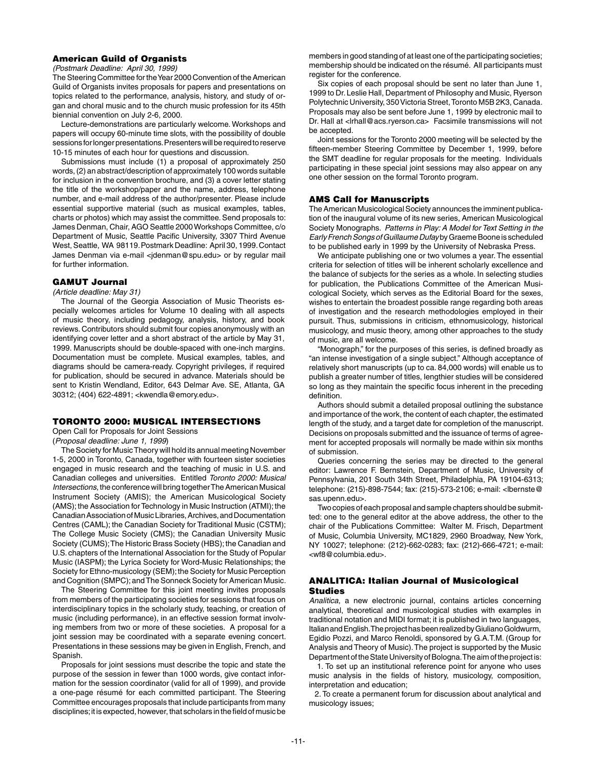## American Guild of Organists

*(Postmark Deadline: April 30, 1999)*

The Steering Committee for the Year 2000 Convention of the American Guild of Organists invites proposals for papers and presentations on topics related to the performance, analysis, history, and study of organ and choral music and to the church music profession for its 45th biennial convention on July 2-6, 2000.

Lecture-demonstrations are particularly welcome. Workshops and papers will occupy 60-minute time slots, with the possibility of double sessions for longer presentations. Presenters will be required to reserve 10-15 minutes of each hour for questions and discussion.

Submissions must include (1) a proposal of approximately 250 words, (2) an abstract/description of approximately 100 words suitable for inclusion in the convention brochure, and (3) a cover letter stating the title of the workshop/paper and the name, address, telephone number, and e-mail address of the author/presenter. Please include essential supportive material (such as musical examples, tables, charts or photos) which may assist the committee. Send proposals to: James Denman, Chair, AGO Seattle 2000 Workshops Committee, c/o Department of Music, Seattle Pacific University, 3307 Third Avenue West, Seattle, WA 98119. Postmark Deadline: April 30, 1999. Contact James Denman via e-mail <jdenman@spu.edu> or by regular mail for further information.

## GAMUT Journal

*(Article deadline: May 31)*

The Journal of the Georgia Association of Music Theorists especially welcomes articles for Volume 10 dealing with all aspects of music theory, including pedagogy, analysis, history, and book reviews. Contributors should submit four copies anonymously with an identifying cover letter and a short abstract of the article by May 31, 1999. Manuscripts should be double-spaced with one-inch margins. Documentation must be complete. Musical examples, tables, and diagrams should be camera-ready. Copyright privileges, if required for publication, should be secured in advance. Materials should be sent to Kristin Wendland, Editor, 643 Delmar Ave. SE, Atlanta, GA 30312; (404) 622-4891; <kwendla@emory.edu>.

## TORONTO 2000: MUSICAL INTERSECTIONS

Open Call for Proposals for Joint Sessions

(*Proposal deadline: June 1, 1999*)

The Society for Music Theory will hold its annual meeting November 1-5, 2000 in Toronto, Canada, together with fourteen sister societies engaged in music research and the teaching of music in U.S. and Canadian colleges and universities. Entitled *Toronto 2000: Musical Intersections*, the conference will bring together The American Musical Instrument Society (AMIS); the American Musicological Society (AMS); the Association for Technology in Music Instruction (ATMI); the Canadian Association of Music Libraries, Archives, and Documentation Centres (CAML); the Canadian Society for Traditional Music (CSTM); The College Music Society (CMS); the Canadian University Music Society (CUMS); The Historic Brass Society (HBS); the Canadian and U.S. chapters of the International Association for the Study of Popular Music (IASPM); the Lyrica Society for Word-Music Relationships; the Society for Ethno-musicology (SEM); the Society for Music Perception and Cognition (SMPC); and The Sonneck Society for American Music.

The Steering Committee for this joint meeting invites proposals from members of the participating societies for sessions that focus on interdisciplinary topics in the scholarly study, teaching, or creation of music (including performance), in an effective session format involving members from two or more of these societies. A proposal for a joint session may be coordinated with a separate evening concert. Presentations in these sessions may be given in English, French, and Spanish.

Proposals for joint sessions must describe the topic and state the purpose of the session in fewer than 1000 words, give contact information for the session coordinator (valid for all of 1999), and provide a one-page résumé for each committed participant. The Steering Committee encourages proposals that include participants from many disciplines; it is expected, however, that scholars in the field of music be members in good standing of at least one of the participating societies; membership should be indicated on the résumé. All participants must register for the conference.

Six copies of each proposal should be sent no later than June 1, 1999 to Dr. Leslie Hall, Department of Philosophy and Music, Ryerson Polytechnic University, 350 Victoria Street, Toronto M5B 2K3, Canada. Proposals may also be sent before June 1, 1999 by electronic mail to Dr. Hall at <lrhall@acs.ryerson.ca> Facsimile transmissions will not be accepted.

Joint sessions for the Toronto 2000 meeting will be selected by the fifteen-member Steering Committee by December 1, 1999, before the SMT deadline for regular proposals for the meeting. Individuals participating in these special joint sessions may also appear on any one other session on the formal Toronto program.

## AMS Call for Manuscripts

The American Musicological Society announces the imminent publication of the inaugural volume of its new series, American Musicological Society Monographs. *Patterns in Play: A Model for Text Setting in the Early French Songs of Guillaume Dufay* by Graeme Boone is scheduled to be published early in 1999 by the University of Nebraska Press.

We anticipate publishing one or two volumes a year. The essential criteria for selection of titles will be inherent scholarly excellence and the balance of subjects for the series as a whole. In selecting studies for publication, the Publications Committee of the American Musicological Society, which serves as the Editorial Board for the sexes, wishes to entertain the broadest possible range regarding both areas of investigation and the research methodologies employed in their pursuit. Thus, submissions in criticism, ethnomusicology, historical musicology, and music theory, among other approaches to the study of music, are all welcome.

"Monograph," for the purposes of this series, is defined broadly as "an intense investigation of a single subject." Although acceptance of relatively short manuscripts (up to ca. 84,000 words) will enable us to publish a greater number of titles, lengthier studies will be considered so long as they maintain the specific focus inherent in the preceding definition.

Authors should submit a detailed proposal outlining the substance and importance of the work, the content of each chapter, the estimated length of the study, and a target date for completion of the manuscript. Decisions on proposals submitted and the issuance of terms of agreement for accepted proposals will normally be made within six months of submission.

Queries concerning the series may be directed to the general editor: Lawrence F. Bernstein, Department of Music, University of Pennsylvania, 201 South 34th Street, Philadelphia, PA 19104-6313; telephone: (215)-898-7544; fax: (215)-573-2106; e-mail: <lbernste@sas.upenn.edu>.

Two copies of each proposal and sample chapters should be submitted: one to the general editor at the above address, the other to the chair of the Publications Committee: Walter M. Frisch, Department of Music, Columbia University, MC1829, 2960 Broadway, New York, NY 10027; telephone: (212)-662-0283; fax: (212)-666-4721; e-mail: <wf8@columbia.edu>.

## ANALITICA: Italian Journal of Musicological Studies

*Analitica*, a new electronic journal, contains articles concerning analytical, theoretical and musicological studies with examples in traditional notation and MIDI format; it is published in two languages, Italian and English. The project has been realized by Giuliano Goldwurm, Egidio Pozzi, and Marco Renoldi, sponsored by G.A.T.M. (Group for Analysis and Theory of Music). The project is supported by the Music Department of the State University of Bologna. The aim of the project is:

1. To set up an institutional reference point for anyone who uses music analysis in the fields of history, musicology, composition, interpretation and education;
2. To create a permanent forum for discussion about analytical and musicology issues;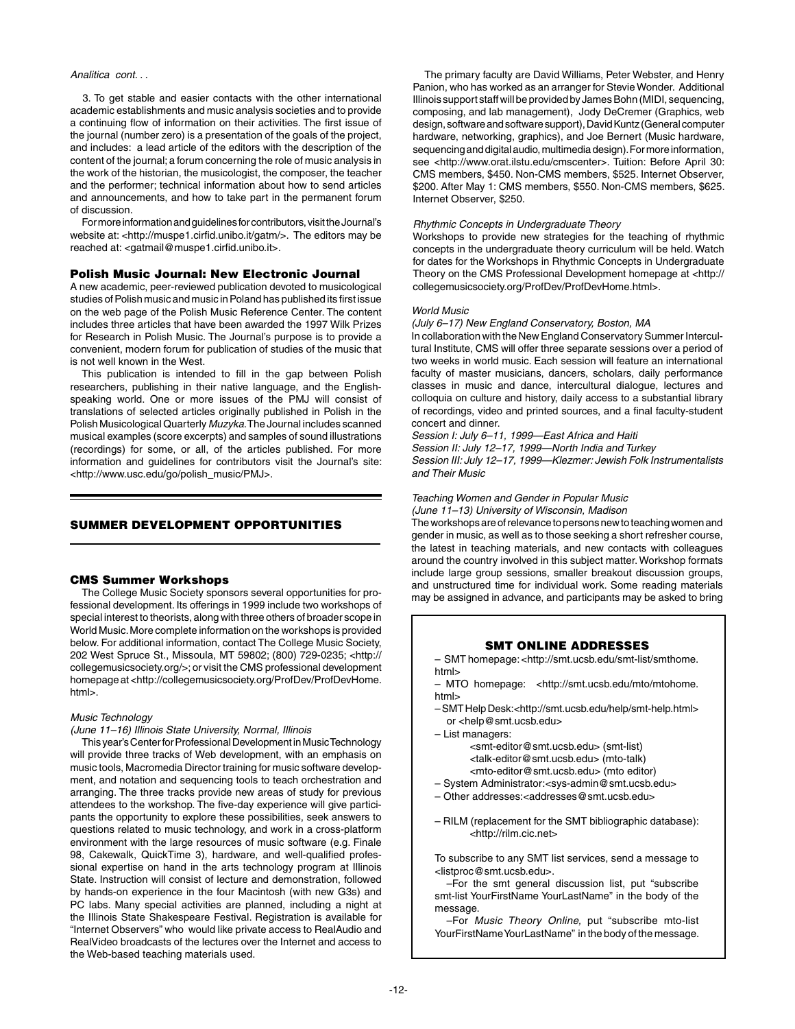*Analitica cont. . .*

3. To get stable and easier contacts with the other international academic establishments and music analysis societies and to provide a continuing flow of information on their activities. The first issue of the journal (number zero) is a presentation of the goals of the project, and includes: a lead article of the editors with the description of the content of the journal; a forum concerning the role of music analysis in the work of the historian, the musicologist, the composer, the teacher and the performer; technical information about how to send articles and announcements, and how to take part in the permanent forum of discussion.

For more information and guidelines for contributors, visit the Journal's website at: <http://muspe1.cirfid.unibo.it/gatm/>. The editors may be reached at: <gatmail@muspe1.cirfid.unibo.it>.

### Polish Music Journal: New Electronic Journal

A new academic, peer-reviewed publication devoted to musicological studies of Polish music and music in Poland has published its first issue on the web page of the Polish Music Reference Center. The content includes three articles that have been awarded the 1997 Wilk Prizes for Research in Polish Music. The Journal's purpose is to provide a convenient, modern forum for publication of studies of the music that is not well known in the West.

This publication is intended to fill in the gap between Polish researchers, publishing in their native language, and the English-speaking world. One or more issues of the PMJ will consist of translations of selected articles originally published in Polish in the Polish Musicological Quarterly *Muzyka*. The Journal includes scanned musical examples (score excerpts) and samples of sound illustrations (recordings) for some, or all, of the articles published. For more information and guidelines for contributors visit the Journal's site: <http://www.usc.edu/go/polish_music/PMJ>.

## SUMMER DEVELOPMENT OPPORTUNITIES

### CMS Summer Workshops

The College Music Society sponsors several opportunities for professional development. Its offerings in 1999 include two workshops of special interest to theorists, along with three others of broader scope in World Music. More complete information on the workshops is provided below. For additional information, contact The College Music Society, 202 West Spruce St., Missoula, MT 59802; (800) 729-0235; <http://collegemusicsociety.org/>; or visit the CMS professional development homepage at <http://collegemusicsociety.org/ProfDev/ProfDevHome.html>.

*Music Technology*
*(June 11–16) Illinois State University, Normal, Illinois*

This year's Center for Professional Development in Music Technology will provide three tracks of Web development, with an emphasis on music tools, Macromedia Director training for music software development, and notation and sequencing tools to teach orchestration and arranging. The three tracks provide new areas of study for previous attendees to the workshop. The five-day experience will give participants the opportunity to explore these possibilities, seek answers to questions related to music technology, and work in a cross-platform environment with the large resources of music software (e.g. Finale 98, Cakewalk, QuickTime 3), hardware, and well-qualified professional expertise on hand in the arts technology program at Illinois State. Instruction will consist of lecture and demonstration, followed by hands-on experience in the four Macintosh (with new G3s) and PC labs. Many special activities are planned, including a night at the Illinois State Shakespeare Festival. Registration is available for "Internet Observers" who would like private access to RealAudio and RealVideo broadcasts of the lectures over the Internet and access to the Web-based teaching materials used.

The primary faculty are David Williams, Peter Webster, and Henry Panion, who has worked as an arranger for Stevie Wonder. Additional Illinois support staff will be provided by James Bohn (MIDI, sequencing, composing, and lab management), Jody DeCremer (Graphics, web design, software and software support), David Kuntz (General computer hardware, networking, graphics), and Joe Bernert (Music hardware, sequencing and digital audio, multimedia design). For more information, see <http://www.orat.ilstu.edu/cmscenter>. Tuition: Before April 30: CMS members, $450. Non-CMS members, $525. Internet Observer, $200. After May 1: CMS members, $550. Non-CMS members, $625. Internet Observer, $250.

*Rhythmic Concepts in Undergraduate Theory*

Workshops to provide new strategies for the teaching of rhythmic concepts in the undergraduate theory curriculum will be held. Watch for dates for the Workshops in Rhythmic Concepts in Undergraduate Theory on the CMS Professional Development homepage at <http://collegemusicsociety.org/ProfDev/ProfDevHome.html>.

*World Music*
*(July 6–17) New England Conservatory, Boston, MA*

In collaboration with the New England Conservatory Summer Intercultural Institute, CMS will offer three separate sessions over a period of two weeks in world music. Each session will feature an international faculty of master musicians, dancers, scholars, daily performance classes in music and dance, intercultural dialogue, lectures and colloquia on culture and history, daily access to a substantial library of recordings, video and printed sources, and a final faculty-student concert and dinner.

*Session I: July 6–11, 1999—East Africa and Haiti*
*Session II: July 12–17, 1999—North India and Turkey*
*Session III: July 12–17, 1999—Klezmer: Jewish Folk Instrumentalists and Their Music*

*Teaching Women and Gender in Popular Music*
*(June 11–13) University of Wisconsin, Madison*

The workshops are of relevance to persons new to teaching women and gender in music, as well as to those seeking a short refresher course, the latest in teaching materials, and new contacts with colleagues around the country involved in this subject matter. Workshop formats include large group sessions, smaller breakout discussion groups, and unstructured time for individual work. Some reading materials may be assigned in advance, and participants may be asked to bring

### SMT ONLINE ADDRESSES

– SMT homepage: <http://smt.ucsb.edu/smt-list/smthome.html>
– MTO homepage: <http://smt.ucsb.edu/mto/mtohome.html>
– SMT Help Desk: <http://smt.ucsb.edu/help/smt-help.html> or <help@smt.ucsb.edu>
– List managers:
  <smt-editor@smt.ucsb.edu> (smt-list)
  <talk-editor@smt.ucsb.edu> (mto-talk)
  <mto-editor@smt.ucsb.edu> (mto editor)
– System Administrator: <sys-admin@smt.ucsb.edu>
– Other addresses: <addresses@smt.ucsb.edu>

– RILM (replacement for the SMT bibliographic database): <http://rilm.cic.net>

To subscribe to any SMT list services, send a message to <listproc@smt.ucsb.edu>.

–For the smt general discussion list, put "subscribe smt-list YourFirstName YourLastName" in the body of the message.

–For *Music Theory Online,* put "subscribe mto-list YourFirstName YourLastName" in the body of the message.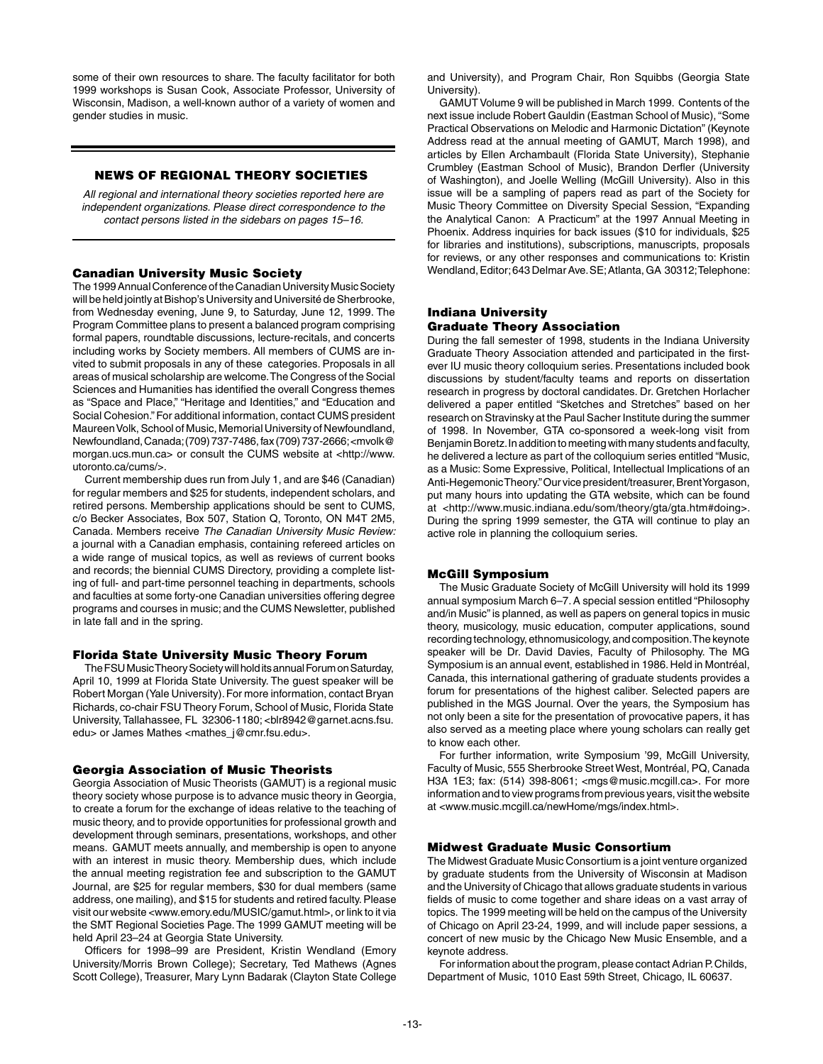some of their own resources to share. The faculty facilitator for both 1999 workshops is Susan Cook, Associate Professor, University of Wisconsin, Madison, a well-known author of a variety of women and gender studies in music.

## NEWS OF REGIONAL THEORY SOCIETIES

*All regional and international theory societies reported here are independent organizations. Please direct correspondence to the contact persons listed in the sidebars on pages 15–16.*

### Canadian University Music Society

The 1999 Annual Conference of the Canadian University Music Society will be held jointly at Bishop's University and Université de Sherbrooke, from Wednesday evening, June 9, to Saturday, June 12, 1999. The Program Committee plans to present a balanced program comprising formal papers, roundtable discussions, lecture-recitals, and concerts including works by Society members. All members of CUMS are invited to submit proposals in any of these categories. Proposals in all areas of musical scholarship are welcome. The Congress of the Social Sciences and Humanities has identified the overall Congress themes as "Space and Place," "Heritage and Identities," and "Education and Social Cohesion." For additional information, contact CUMS president Maureen Volk, School of Music, Memorial University of Newfoundland, Newfoundland, Canada; (709) 737-7486, fax (709) 737-2666; <mvolk@morgan.ucs.mun.ca> or consult the CUMS website at <http://www.utoronto.ca/cums/>.

Current membership dues run from July 1, and are $46 (Canadian) for regular members and $25 for students, independent scholars, and retired persons. Membership applications should be sent to CUMS, c/o Becker Associates, Box 507, Station Q, Toronto, ON M4T 2M5, Canada. Members receive *The Canadian University Music Review:* a journal with a Canadian emphasis, containing refereed articles on a wide range of musical topics, as well as reviews of current books and records; the biennial CUMS Directory, providing a complete listing of full- and part-time personnel teaching in departments, schools and faculties at some forty-one Canadian universities offering degree programs and courses in music; and the CUMS Newsletter, published in late fall and in the spring.

### Florida State University Music Theory Forum

The FSU Music Theory Society will hold its annual Forum on Saturday, April 10, 1999 at Florida State University. The guest speaker will be Robert Morgan (Yale University). For more information, contact Bryan Richards, co-chair FSU Theory Forum, School of Music, Florida State University, Tallahassee, FL 32306-1180; <blr8942@garnet.acns.fsu.edu> or James Mathes <mathes_j@cmr.fsu.edu>.

### Georgia Association of Music Theorists

Georgia Association of Music Theorists (GAMUT) is a regional music theory society whose purpose is to advance music theory in Georgia, to create a forum for the exchange of ideas relative to the teaching of music theory, and to provide opportunities for professional growth and development through seminars, presentations, workshops, and other means. GAMUT meets annually, and membership is open to anyone with an interest in music theory. Membership dues, which include the annual meeting registration fee and subscription to the GAMUT Journal, are $25 for regular members, $30 for dual members (same address, one mailing), and $15 for students and retired faculty. Please visit our website <www.emory.edu/MUSIC/gamut.html>, or link to it via the SMT Regional Societies Page. The 1999 GAMUT meeting will be held April 23–24 at Georgia State University.

Officers for 1998–99 are President, Kristin Wendland (Emory University/Morris Brown College); Secretary, Ted Mathews (Agnes Scott College), Treasurer, Mary Lynn Badarak (Clayton State College and University), and Program Chair, Ron Squibbs (Georgia State University).

GAMUT Volume 9 will be published in March 1999. Contents of the next issue include Robert Gauldin (Eastman School of Music), "Some Practical Observations on Melodic and Harmonic Dictation" (Keynote Address read at the annual meeting of GAMUT, March 1998), and articles by Ellen Archambault (Florida State University), Stephanie Crumbley (Eastman School of Music), Brandon Derfler (University of Washington), and Joelle Welling (McGill University). Also in this issue will be a sampling of papers read as part of the Society for Music Theory Committee on Diversity Special Session, "Expanding the Analytical Canon: A Practicum" at the 1997 Annual Meeting in Phoenix. Address inquiries for back issues ($10 for individuals, $25 for libraries and institutions), subscriptions, manuscripts, proposals for reviews, or any other responses and communications to: Kristin Wendland, Editor; 643 Delmar Ave. SE; Atlanta, GA 30312; Telephone:

### Indiana University Graduate Theory Association

During the fall semester of 1998, students in the Indiana University Graduate Theory Association attended and participated in the first-ever IU music theory colloquium series. Presentations included book discussions by student/faculty teams and reports on dissertation research in progress by doctoral candidates. Dr. Gretchen Horlacher delivered a paper entitled "Sketches and Stretches" based on her research on Stravinsky at the Paul Sacher Institute during the summer of 1998. In November, GTA co-sponsored a week-long visit from Benjamin Boretz. In addition to meeting with many students and faculty, he delivered a lecture as part of the colloquium series entitled "Music, as a Music: Some Expressive, Political, Intellectual Implications of an Anti-Hegemonic Theory." Our vice president/treasurer, Brent Yorgason, put many hours into updating the GTA website, which can be found at <http://www.music.indiana.edu/som/theory/gta/gta.htm#doing>. During the spring 1999 semester, the GTA will continue to play an active role in planning the colloquium series.

### McGill Symposium

The Music Graduate Society of McGill University will hold its 1999 annual symposium March 6–7. A special session entitled "Philosophy and/in Music" is planned, as well as papers on general topics in music theory, musicology, music education, computer applications, sound recording technology, ethnomusicology, and composition. The keynote speaker will be Dr. David Davies, Faculty of Philosophy. The MG Symposium is an annual event, established in 1986. Held in Montréal, Canada, this international gathering of graduate students provides a forum for presentations of the highest caliber. Selected papers are published in the MGS Journal. Over the years, the Symposium has not only been a site for the presentation of provocative papers, it has also served as a meeting place where young scholars can really get to know each other.

For further information, write Symposium '99, McGill University, Faculty of Music, 555 Sherbrooke Street West, Montréal, PQ, Canada H3A 1E3; fax: (514) 398-8061; <mgs@music.mcgill.ca>. For more information and to view programs from previous years, visit the website at <www.music.mcgill.ca/newHome/mgs/index.html>.

### Midwest Graduate Music Consortium

The Midwest Graduate Music Consortium is a joint venture organized by graduate students from the University of Wisconsin at Madison and the University of Chicago that allows graduate students in various fields of music to come together and share ideas on a vast array of topics. The 1999 meeting will be held on the campus of the University of Chicago on April 23-24, 1999, and will include paper sessions, a concert of new music by the Chicago New Music Ensemble, and a keynote address.

For information about the program, please contact Adrian P. Childs, Department of Music, 1010 East 59th Street, Chicago, IL 60637.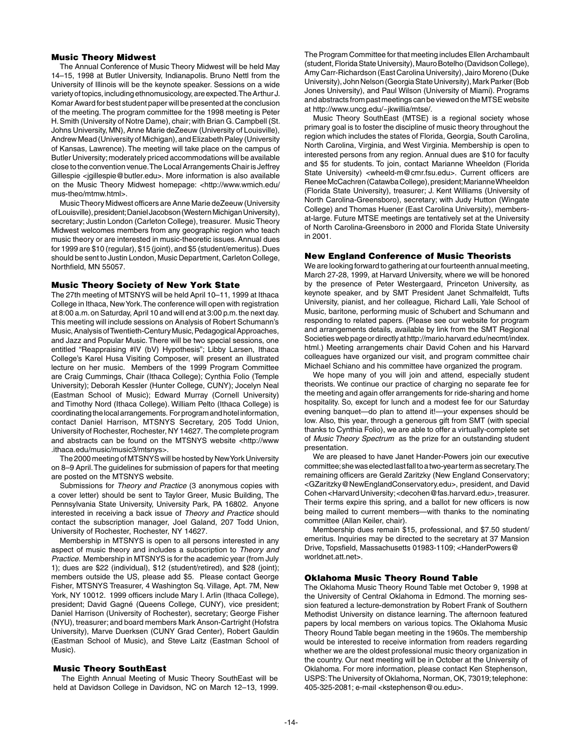### Music Theory Midwest

The Annual Conference of Music Theory Midwest will be held May 14–15, 1998 at Butler University, Indianapolis. Bruno Nettl from the University of Illinois will be the keynote speaker. Sessions on a wide variety of topics, including ethnomusicology, are expected. The Arthur J. Komar Award for best student paper will be presented at the conclusion of the meeting. The program committee for the 1998 meeting is Peter H. Smith (University of Notre Dame), chair; with Brian G. Campbell (St. Johns University, MN), Anne Marie deZeeuw (University of Louisville), Andrew Mead (University of Michigan), and Elizabeth Paley (University of Kansas, Lawrence). The meeting will take place on the campus of Butler University; moderately priced accommodations will be available close to the convention venue. The Local Arrangements Chair is Jeffrey Gillespie <jgillespie@butler.edu>. More information is also available on the Music Theory Midwest homepage: <http://www.wmich.edu/mus-theo/mtmw.html>.

Music Theory Midwest officers are Anne Marie deZeeuw (University of Louisville), president; Daniel Jacobson (Western Michigan University), secretary; Justin London (Carleton College), treasurer. Music Theory Midwest welcomes members from any geographic region who teach music theory or are interested in music-theoretic issues. Annual dues for 1999 are $10 (regular), $15 (joint), and $5 (student/emeritus). Dues should be sent to Justin London, Music Department, Carleton College, Northfield, MN 55057.

### Music Theory Society of New York State

The 27th meeting of MTSNYS will be held April 10–11, 1999 at Ithaca College in Ithaca, New York. The conference will open with registration at 8:00 a.m. on Saturday, April 10 and will end at 3:00 p.m. the next day. This meeting will include sessions on Analysis of Robert Schumann's Music, Analysis of Twentieth-Century Music, Pedagogical Approaches, and Jazz and Popular Music. There will be two special sessions, one entitled "Reappraising #IV (bV) Hypothesis"; Libby Larsen, Ithaca College's Karel Husa Visiting Composer, will present an illustrated lecture on her music. Members of the 1999 Program Committee are Craig Cummings, Chair (Ithaca College); Cynthia Folio (Temple University); Deborah Kessler (Hunter College, CUNY); Jocelyn Neal (Eastman School of Music); Edward Murray (Cornell University) and Timothy Nord (Ithaca College). William Pelto (Ithaca College) is coordinating the local arrangements. For program and hotel information, contact Daniel Harrison, MTSNYS Secretary, 205 Todd Union, University of Rochester, Rochester, NY 14627. The complete program and abstracts can be found on the MTSNYS website <http://www.ithaca.edu/music/music3/mtsnys>.

The 2000 meeting of MTSNYS will be hosted by New York University on 8–9 April. The guidelines for submission of papers for that meeting are posted on the MTSNYS website.

Submissions for *Theory and Practice* (3 anonymous copies with a cover letter) should be sent to Taylor Greer, Music Building, The Pennsylvania State University, University Park, PA 16802. Anyone interested in receiving a back issue of *Theory and Practice* should contact the subscription manager, Joel Galand, 207 Todd Union, University of Rochester, Rochester, NY 14627.

Membership in MTSNYS is open to all persons interested in any aspect of music theory and includes a subscription to *Theory and Practice*. Membership in MTSNYS is for the academic year (from July 1); dues are $22 (individual), $12 (student/retired), and $28 (joint); members outside the US, please add $5. Please contact George Fisher, MTSNYS Treasurer, 4 Washington Sq. Village, Apt. 7M, New York, NY 10012. 1999 officers include Mary I. Arlin (Ithaca College), president; David Gagné (Queens College, CUNY), vice president; Daniel Harrison (University of Rochester), secretary; George Fisher (NYU), treasurer; and board members Mark Anson-Cartright (Hofstra University), Marve Duerksen (CUNY Grad Center), Robert Gauldin (Eastman School of Music), and Steve Laitz (Eastman School of Music).

### Music Theory SouthEast

The Eighth Annual Meeting of Music Theory SouthEast will be held at Davidson College in Davidson, NC on March 12–13, 1999. The Program Committee for that meeting includes Ellen Archambault (student, Florida State University), Mauro Botelho (Davidson College), Amy Carr-Richardson (East Carolina University), Jairo Moreno (Duke University), John Nelson (Georgia State University), Mark Parker (Bob Jones University), and Paul Wilson (University of Miami). Programs and abstracts from past meetings can be viewed on the MTSE website at http://www.uncg.edu/~jkwillia/mtse/.

Music Theory SouthEast (MTSE) is a regional society whose primary goal is to foster the discipline of music theory throughout the region which includes the states of Florida, Georgia, South Carolina, North Carolina, Virginia, and West Virginia. Membership is open to interested persons from any region. Annual dues are $10 for faculty and $5 for students. To join, contact Marianne Wheeldon (Florida State University) <wheeld-m@cmr.fsu.edu>. Current officers are Renee McCachren (Catawba College), president; Marianne Wheeldon (Florida State University), treasurer; J. Kent Williams (University of North Carolina-Greensboro), secretary; with Judy Hutton (Wingate College) and Thomas Huener (East Carolina University), members-at-large. Future MTSE meetings are tentatively set at the University of North Carolina-Greensboro in 2000 and Florida State University in 2001.

### New England Conference of Music Theorists

We are looking forward to gathering at our fourteenth annual meeting, March 27-28, 1999, at Harvard University, where we will be honored by the presence of Peter Westergaard, Princeton University, as keynote speaker, and by SMT President Janet Schmalfeldt, Tufts University, pianist, and her colleague, Richard Lalli, Yale School of Music, baritone, performing music of Schubert and Schumann and responding to related papers. (Please see our website for program and arrangements details, available by link from the SMT Regional Societies web page or directly at http://mario.harvard.edu/necmt/index.html.) Meeting arrangements chair David Cohen and his Harvard colleagues have organized our visit, and program committee chair Michael Schiano and his committee have organized the program.

We hope many of you will join and attend, especially student theorists. We continue our practice of charging no separate fee for the meeting and again offer arrangements for ride-sharing and home hospitality. So, except for lunch and a modest fee for our Saturday evening banquet—do plan to attend it!—your expenses should be low. Also, this year, through a generous gift from SMT (with special thanks to Cynthia Folio), we are able to offer a virtually-complete set of *Music Theory Spectrum* as the prize for an outstanding student presentation.

We are pleased to have Janet Hander-Powers join our executive committee; she was elected last fall to a two-year term as secretary. The remaining officers are Gerald Zaritzky (New England Conservatory; <GZaritzky@NewEnglandConservatory.edu>, president, and David Cohen <Harvard University; <decohen@fas.harvard.edu>, treasurer. Their terms expire this spring, and a ballot for new officers is now being mailed to current members—with thanks to the nominating committee (Allan Keiler, chair).

Membership dues remain $15, professional, and $7.50 student/emeritus. Inquiries may be directed to the secretary at 37 Mansion Drive, Topsfield, Massachusetts 01983-1109; <HanderPowers@worldnet.att.net>.

### Oklahoma Music Theory Round Table

The Oklahoma Music Theory Round Table met October 9, 1998 at the University of Central Oklahoma in Edmond. The morning session featured a lecture-demonstration by Robert Frank of Southern Methodist University on distance learning. The afternoon featured papers by local members on various topics. The Oklahoma Music Theory Round Table began meeting in the 1960s. The membership would be interested to receive information from readers regarding whether we are the oldest professional music theory organization in the country. Our next meeting will be in October at the University of Oklahoma. For more information, please contact Ken Stephenson, USPS: The University of Oklahoma, Norman, OK, 73019; telephone: 405-325-2081; e-mail <kstephenson@ou.edu>.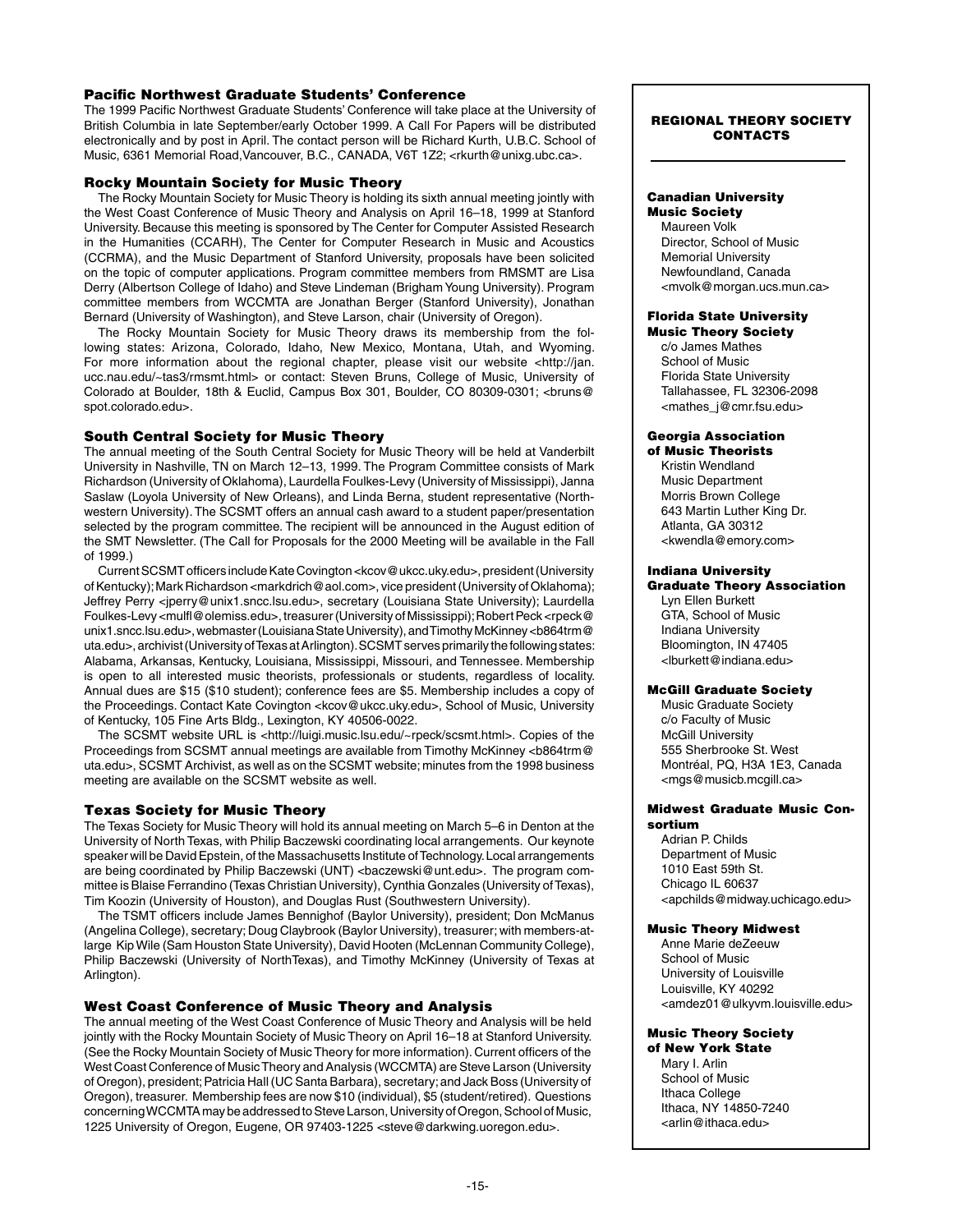### Pacific Northwest Graduate Students' Conference

The 1999 Pacific Northwest Graduate Students' Conference will take place at the University of British Columbia in late September/early October 1999. A Call For Papers will be distributed electronically and by post in April. The contact person will be Richard Kurth, U.B.C. School of Music, 6361 Memorial Road, Vancouver, B.C., CANADA, V6T 1Z2; <rkurth@unixg.ubc.ca>.

### Rocky Mountain Society for Music Theory

The Rocky Mountain Society for Music Theory is holding its sixth annual meeting jointly with the West Coast Conference of Music Theory and Analysis on April 16–18, 1999 at Stanford University. Because this meeting is sponsored by The Center for Computer Assisted Research in the Humanities (CCARH), The Center for Computer Research in Music and Acoustics (CCRMA), and the Music Department of Stanford University, proposals have been solicited on the topic of computer applications. Program committee members from RMSMT are Lisa Derry (Albertson College of Idaho) and Steve Lindeman (Brigham Young University). Program committee members from WCCMTA are Jonathan Berger (Stanford University), Jonathan Bernard (University of Washington), and Steve Larson, chair (University of Oregon).

The Rocky Mountain Society for Music Theory draws its membership from the following states: Arizona, Colorado, Idaho, New Mexico, Montana, Utah, and Wyoming. For more information about the regional chapter, please visit our website <http://jan.ucc.nau.edu/~tas3/rmsmt.html> or contact: Steven Bruns, College of Music, University of Colorado at Boulder, 18th & Euclid, Campus Box 301, Boulder, CO 80309-0301; <bruns@spot.colorado.edu>.

### South Central Society for Music Theory

The annual meeting of the South Central Society for Music Theory will be held at Vanderbilt University in Nashville, TN on March 12–13, 1999. The Program Committee consists of Mark Richardson (University of Oklahoma), Laurdella Foulkes-Levy (University of Mississippi), Janna Saslaw (Loyola University of New Orleans), and Linda Berna, student representative (Northwestern University). The SCSMT offers an annual cash award to a student paper/presentation selected by the program committee. The recipient will be announced in the August edition of the SMT Newsletter. (The Call for Proposals for the 2000 Meeting will be available in the Fall of 1999.)

Current SCSMT officers include Kate Covington <kcov@ukcc.uky.edu>, president (University of Kentucky); Mark Richardson <markdrich@aol.com>, vice president (University of Oklahoma); Jeffrey Perry <jperry@unix1.sncc.lsu.edu>, secretary (Louisiana State University); Laurdella Foulkes-Levy <mulfl@olemiss.edu>, treasurer (University of Mississippi); Robert Peck <rpeck@unix1.sncc.lsu.edu>, webmaster (Louisiana State University), and Timothy McKinney <b864trm@uta.edu>, archivist (University of Texas at Arlington). SCSMT serves primarily the following states: Alabama, Arkansas, Kentucky, Louisiana, Mississippi, Missouri, and Tennessee. Membership is open to all interested music theorists, professionals or students, regardless of locality. Annual dues are $15 ($10 student); conference fees are $5. Membership includes a copy of the Proceedings. Contact Kate Covington <kcov@ukcc.uky.edu>, School of Music, University of Kentucky, 105 Fine Arts Bldg., Lexington, KY 40506-0022.

The SCSMT website URL is <http://luigi.music.lsu.edu/~rpeck/scsmt.html>. Copies of the Proceedings from SCSMT annual meetings are available from Timothy McKinney <b864trm@uta.edu>, SCSMT Archivist, as well as on the SCSMT website; minutes from the 1998 business meeting are available on the SCSMT website as well.

### Texas Society for Music Theory

The Texas Society for Music Theory will hold its annual meeting on March 5–6 in Denton at the University of North Texas, with Philip Baczewski coordinating local arrangements. Our keynote speaker will be David Epstein, of the Massachusetts Institute of Technology. Local arrangements are being coordinated by Philip Baczewski (UNT) <baczewski@unt.edu>. The program committee is Blaise Ferrandino (Texas Christian University), Cynthia Gonzales (University of Texas), Tim Koozin (University of Houston), and Douglas Rust (Southwestern University).

The TSMT officers include James Bennighof (Baylor University), president; Don McManus (Angelina College), secretary; Doug Claybrook (Baylor University), treasurer; with members-at-large Kip Wile (Sam Houston State University), David Hooten (McLennan Community College), Philip Baczewski (University of NorthTexas), and Timothy McKinney (University of Texas at Arlington).

### West Coast Conference of Music Theory and Analysis

The annual meeting of the West Coast Conference of Music Theory and Analysis will be held jointly with the Rocky Mountain Society of Music Theory on April 16–18 at Stanford University. (See the Rocky Mountain Society of Music Theory for more information). Current officers of the West Coast Conference of Music Theory and Analysis (WCCMTA) are Steve Larson (University of Oregon), president; Patricia Hall (UC Santa Barbara), secretary; and Jack Boss (University of Oregon), treasurer. Membership fees are now $10 (individual), $5 (student/retired). Questions concerning WCCMTA may be addressed to Steve Larson, University of Oregon, School of Music, 1225 University of Oregon, Eugene, OR 97403-1225 <steve@darkwing.uoregon.edu>.

---

### REGIONAL THEORY SOCIETY CONTACTS

**Canadian University Music Society**
Maureen Volk
Director, School of Music
Memorial University
Newfoundland, Canada
<mvolk@morgan.ucs.mun.ca>

**Florida State University Music Theory Society**
c/o James Mathes
School of Music
Florida State University
Tallahassee, FL 32306-2098
<mathes_j@cmr.fsu.edu>

**Georgia Association of Music Theorists**
Kristin Wendland
Music Department
Morris Brown College
643 Martin Luther King Dr.
Atlanta, GA 30312
<kwendla@emory.com>

**Indiana University Graduate Theory Association**
Lyn Ellen Burkett
GTA, School of Music
Indiana University
Bloomington, IN 47405
<lburkett@indiana.edu>

**McGill Graduate Society**
Music Graduate Society
c/o Faculty of Music
McGill University
555 Sherbrooke St. West
Montréal, PQ, H3A 1E3, Canada
<mgs@musicb.mcgill.ca>

**Midwest Graduate Music Consortium**
Adrian P. Childs
Department of Music
1010 East 59th St.
Chicago IL 60637
<apchilds@midway.uchicago.edu>

**Music Theory Midwest**
Anne Marie deZeeuw
School of Music
University of Louisville
Louisville, KY 40292
<amdez01@ulkyvm.louisville.edu>

**Music Theory Society of New York State**
Mary I. Arlin
School of Music
Ithaca College
Ithaca, NY 14850-7240
<arlin@ithaca.edu>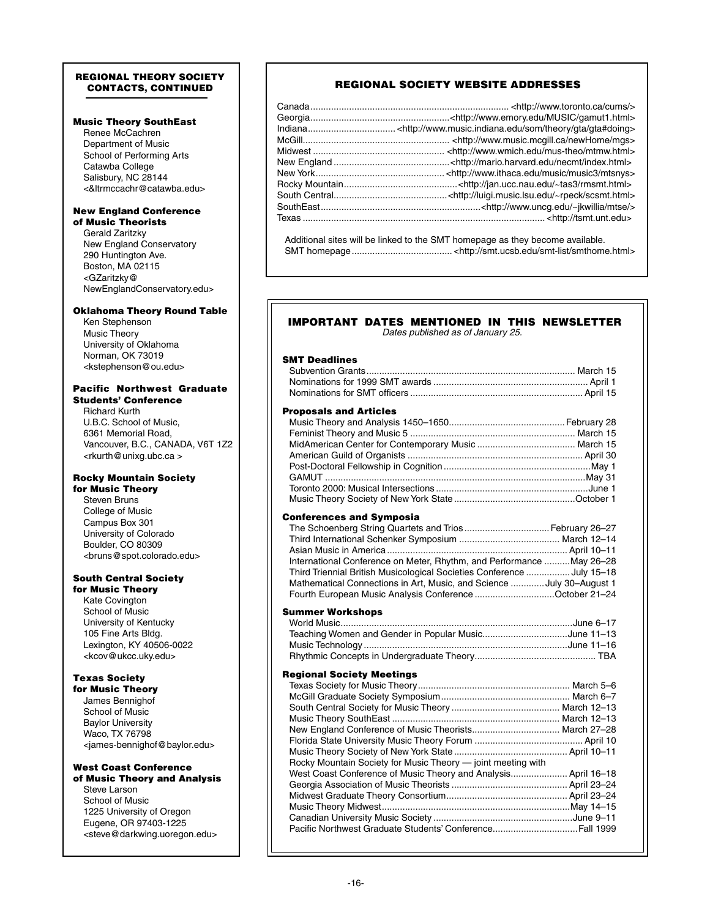## REGIONAL THEORY SOCIETY CONTACTS, CONTINUED

**Music Theory SouthEast**
Renee McCachren
Department of Music
School of Performing Arts
Catawba College
Salisbury, NC 28144
<&ltrmccachr@catawba.edu>

**New England Conference of Music Theorists**
Gerald Zaritzky
New England Conservatory
290 Huntington Ave.
Boston, MA 02115
<GZaritzky@NewEnglandConservatory.edu>

**Oklahoma Theory Round Table**
Ken Stephenson
Music Theory
University of Oklahoma
Norman, OK 73019
<kstephenson@ou.edu>

**Pacific Northwest Graduate Students' Conference**
Richard Kurth
U.B.C. School of Music,
6361 Memorial Road,
Vancouver, B.C., CANADA, V6T 1Z2
<rkurth@unixg.ubc.ca >

**Rocky Mountain Society for Music Theory**
Steven Bruns
College of Music
Campus Box 301
University of Colorado
Boulder, CO 80309
<bruns@spot.colorado.edu>

**South Central Society for Music Theory**
Kate Covington
School of Music
University of Kentucky
105 Fine Arts Bldg.
Lexington, KY 40506-0022
<kcov@ukcc.uky.edu>

**Texas Society for Music Theory**
James Bennighof
School of Music
Baylor University
Waco, TX 76798
<james-bennighof@baylor.edu>

**West Coast Conference of Music Theory and Analysis**
Steve Larson
School of Music
1225 University of Oregon
Eugene, OR 97403-1225
<steve@darkwing.uoregon.edu>

## REGIONAL SOCIETY WEBSITE ADDRESSES

| | |
|---|---|
| Canada | <http://www.toronto.ca/cums/> |
| Georgia | <http://www.emory.edu/MUSIC/gamut1.html> |
| Indiana | <http://www.music.indiana.edu/som/theory/gta/gta#doing> |
| McGill | <http://www.music.mcgill.ca/newHome/mgs> |
| Midwest | <http://www.wmich.edu/mus-theo/mtmw.html> |
| New England | <http://mario.harvard.edu/necmt/index.html> |
| New York | <http://www.ithaca.edu/music/music3/mtsnys> |
| Rocky Mountain | <http://jan.ucc.nau.edu/~tas3/rmsmt.html> |
| South Central | <http://luigi.music.lsu.edu/~rpeck/scsmt.html> |
| SouthEast | <http://www.uncg.edu/~jkwillia/mtse/> |
| Texas | <http://tsmt.unt.edu> |

Additional sites will be linked to the SMT homepage as they become available.
SMT homepage ....................................... <http://smt.ucsb.edu/smt-list/smthome.html>

## IMPORTANT DATES MENTIONED IN THIS NEWSLETTER

*Dates published as of January 25.*

**SMT Deadlines**

| | |
|---|---|
| Subvention Grants | March 15 |
| Nominations for 1999 SMT awards | April 1 |
| Nominations for SMT officers | April 15 |

**Proposals and Articles**

| | |
|---|---|
| Music Theory and Analysis 1450–1650 | February 28 |
| Feminist Theory and Music 5 | March 15 |
| MidAmerican Center for Contemporary Music | March 15 |
| American Guild of Organists | April 30 |
| Post-Doctoral Fellowship in Cognition | May 1 |
| GAMUT | May 31 |
| Toronto 2000: Musical Intersections | June 1 |
| Music Theory Society of New York State | October 1 |

**Conferences and Symposia**

| | |
|---|---|
| The Schoenberg String Quartets and Trios | February 26–27 |
| Third International Schenker Symposium | March 12–14 |
| Asian Music in America | April 10–11 |
| International Conference on Meter, Rhythm, and Performance | May 26–28 |
| Third Triennial British Musicological Societies Conference | July 15–18 |
| Mathematical Connections in Art, Music, and Science | July 30–August 1 |
| Fourth European Music Analysis Conference | October 21–24 |

**Summer Workshops**

| | |
|---|---|
| World Music | June 6–17 |
| Teaching Women and Gender in Popular Music | June 11–13 |
| Music Technology | June 11–16 |
| Rhythmic Concepts in Undergraduate Theory | TBA |

**Regional Society Meetings**

| | |
|---|---|
| Texas Society for Music Theory | March 5–6 |
| McGill Graduate Society Symposium | March 6–7 |
| South Central Society for Music Theory | March 12–13 |
| Music Theory SouthEast | March 12–13 |
| New England Conference of Music Theorists | March 27–28 |
| Florida State University Music Theory Forum | April 10 |
| Music Theory Society of New York State | April 10–11 |
| Rocky Mountain Society for Music Theory — joint meeting with West Coast Conference of Music Theory and Analysis | April 16–18 |
| Georgia Association of Music Theorists | April 23–24 |
| Midwest Graduate Theory Consortium | April 23–24 |
| Music Theory Midwest | May 14–15 |
| Canadian University Music Society | June 9–11 |
| Pacific Northwest Graduate Students' Conference | Fall 1999 |